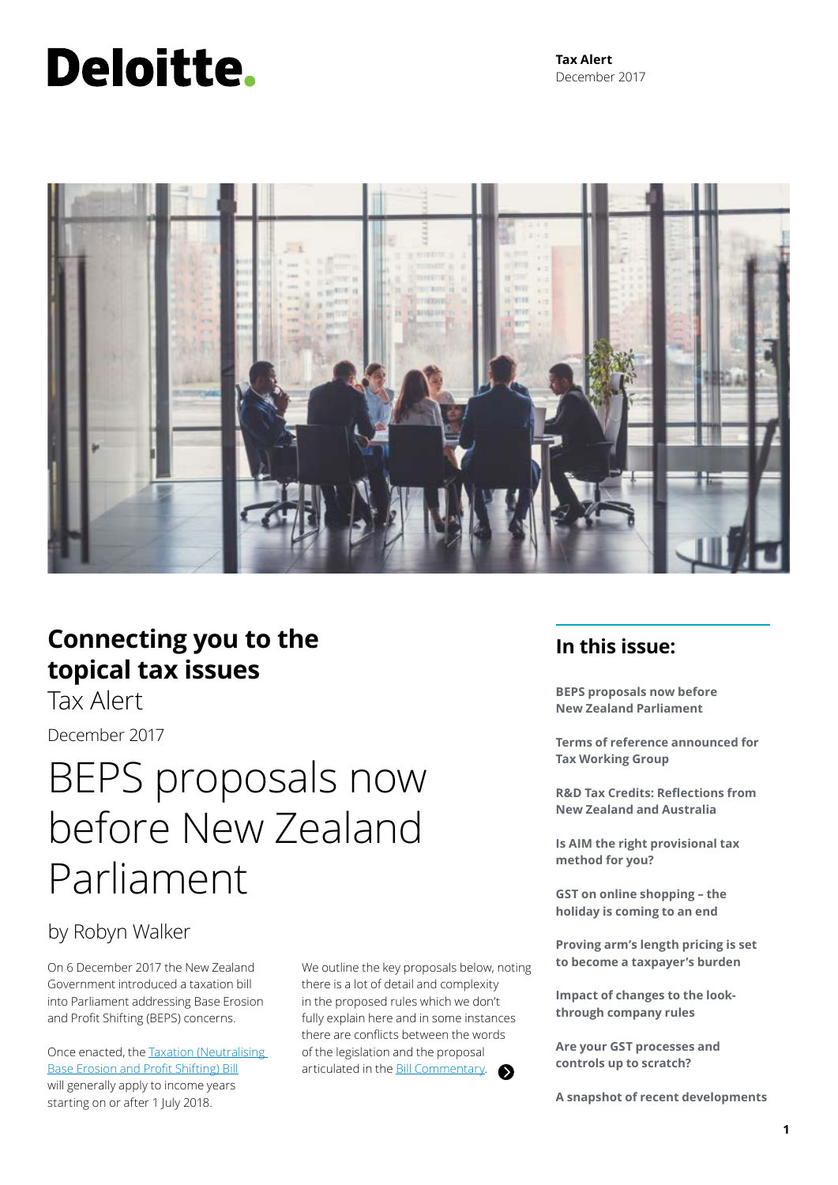# Deloitte.

**Tax Alert**
December 2017

## Connecting you to the topical tax issues

Tax Alert

December 2017

# BEPS proposals now before New Zealand Parliament

by Robyn Walker

On 6 December 2017 the New Zealand Government introduced a taxation bill into Parliament addressing Base Erosion and Profit Shifting (BEPS) concerns.

Once enacted, the [Taxation (Neutralising Base Erosion and Profit Shifting) Bill](#) will generally apply to income years starting on or after 1 July 2018.

We outline the key proposals below, noting there is a lot of detail and complexity in the proposed rules which we don't fully explain here and in some instances there are conflicts between the words of the legislation and the proposal articulated in the [Bill Commentary](#).

## In this issue:

**BEPS proposals now before New Zealand Parliament**

**Terms of reference announced for Tax Working Group**

**R&D Tax Credits: Reflections from New Zealand and Australia**

**Is AIM the right provisional tax method for you?**

**GST on online shopping – the holiday is coming to an end**

**Proving arm's length pricing is set to become a taxpayer's burden**

**Impact of changes to the look-through company rules**

**Are your GST processes and controls up to scratch?**

**A snapshot of recent developments**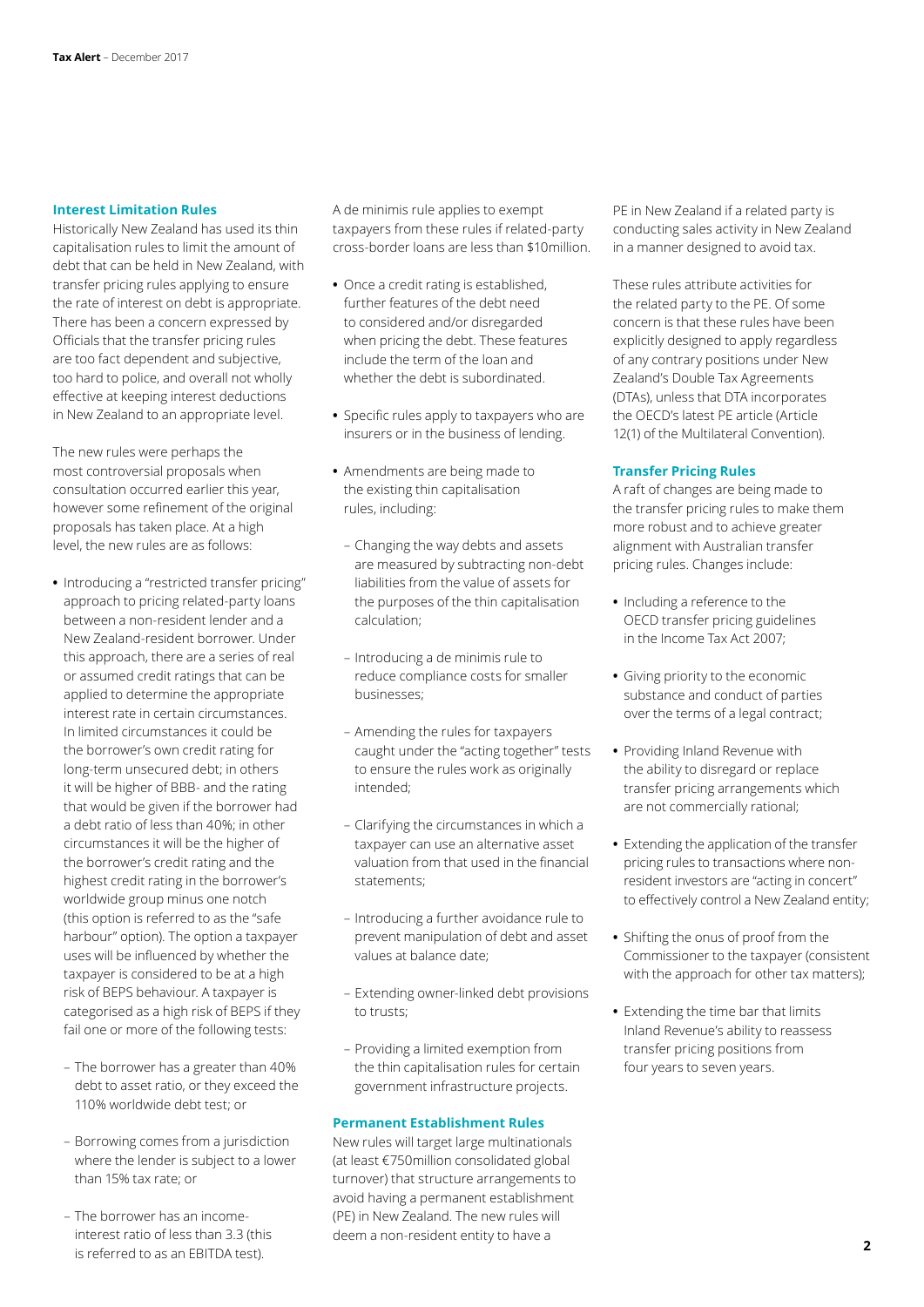## Interest Limitation Rules

Historically New Zealand has used its thin capitalisation rules to limit the amount of debt that can be held in New Zealand, with transfer pricing rules applying to ensure the rate of interest on debt is appropriate. There has been a concern expressed by Officials that the transfer pricing rules are too fact dependent and subjective, too hard to police, and overall not wholly effective at keeping interest deductions in New Zealand to an appropriate level.

The new rules were perhaps the most controversial proposals when consultation occurred earlier this year, however some refinement of the original proposals has taken place. At a high level, the new rules are as follows:

- Introducing a "restricted transfer pricing" approach to pricing related-party loans between a non-resident lender and a New Zealand-resident borrower. Under this approach, there are a series of real or assumed credit ratings that can be applied to determine the appropriate interest rate in certain circumstances. In limited circumstances it could be the borrower's own credit rating for long-term unsecured debt; in others it will be higher of BBB- and the rating that would be given if the borrower had a debt ratio of less than 40%; in other circumstances it will be the higher of the borrower's credit rating and the highest credit rating in the borrower's worldwide group minus one notch (this option is referred to as the "safe harbour" option). The option a taxpayer uses will be influenced by whether the taxpayer is considered to be at a high risk of BEPS behaviour. A taxpayer is categorised as a high risk of BEPS if they fail one or more of the following tests:
  - The borrower has a greater than 40% debt to asset ratio, or they exceed the 110% worldwide debt test; or
  - Borrowing comes from a jurisdiction where the lender is subject to a lower than 15% tax rate; or
  - The borrower has an income-interest ratio of less than 3.3 (this is referred to as an EBITDA test).

  A de minimis rule applies to exempt taxpayers from these rules if related-party cross-border loans are less than $10million.

- Once a credit rating is established, further features of the debt need to considered and/or disregarded when pricing the debt. These features include the term of the loan and whether the debt is subordinated.
- Specific rules apply to taxpayers who are insurers or in the business of lending.
- Amendments are being made to the existing thin capitalisation rules, including:
  - Changing the way debts and assets are measured by subtracting non-debt liabilities from the value of assets for the purposes of the thin capitalisation calculation;
  - Introducing a de minimis rule to reduce compliance costs for smaller businesses;
  - Amending the rules for taxpayers caught under the "acting together" tests to ensure the rules work as originally intended;
  - Clarifying the circumstances in which a taxpayer can use an alternative asset valuation from that used in the financial statements;
  - Introducing a further avoidance rule to prevent manipulation of debt and asset values at balance date;
  - Extending owner-linked debt provisions to trusts;
  - Providing a limited exemption from the thin capitalisation rules for certain government infrastructure projects.

## Permanent Establishment Rules

New rules will target large multinationals (at least €750million consolidated global turnover) that structure arrangements to avoid having a permanent establishment (PE) in New Zealand. The new rules will deem a non-resident entity to have a PE in New Zealand if a related party is conducting sales activity in New Zealand in a manner designed to avoid tax.

These rules attribute activities for the related party to the PE. Of some concern is that these rules have been explicitly designed to apply regardless of any contrary positions under New Zealand's Double Tax Agreements (DTAs), unless that DTA incorporates the OECD's latest PE article (Article 12(1) of the Multilateral Convention).

## Transfer Pricing Rules

A raft of changes are being made to the transfer pricing rules to make them more robust and to achieve greater alignment with Australian transfer pricing rules. Changes include:

- Including a reference to the OECD transfer pricing guidelines in the Income Tax Act 2007;
- Giving priority to the economic substance and conduct of parties over the terms of a legal contract;
- Providing Inland Revenue with the ability to disregard or replace transfer pricing arrangements which are not commercially rational;
- Extending the application of the transfer pricing rules to transactions where non-resident investors are "acting in concert" to effectively control a New Zealand entity;
- Shifting the onus of proof from the Commissioner to the taxpayer (consistent with the approach for other tax matters);
- Extending the time bar that limits Inland Revenue's ability to reassess transfer pricing positions from four years to seven years.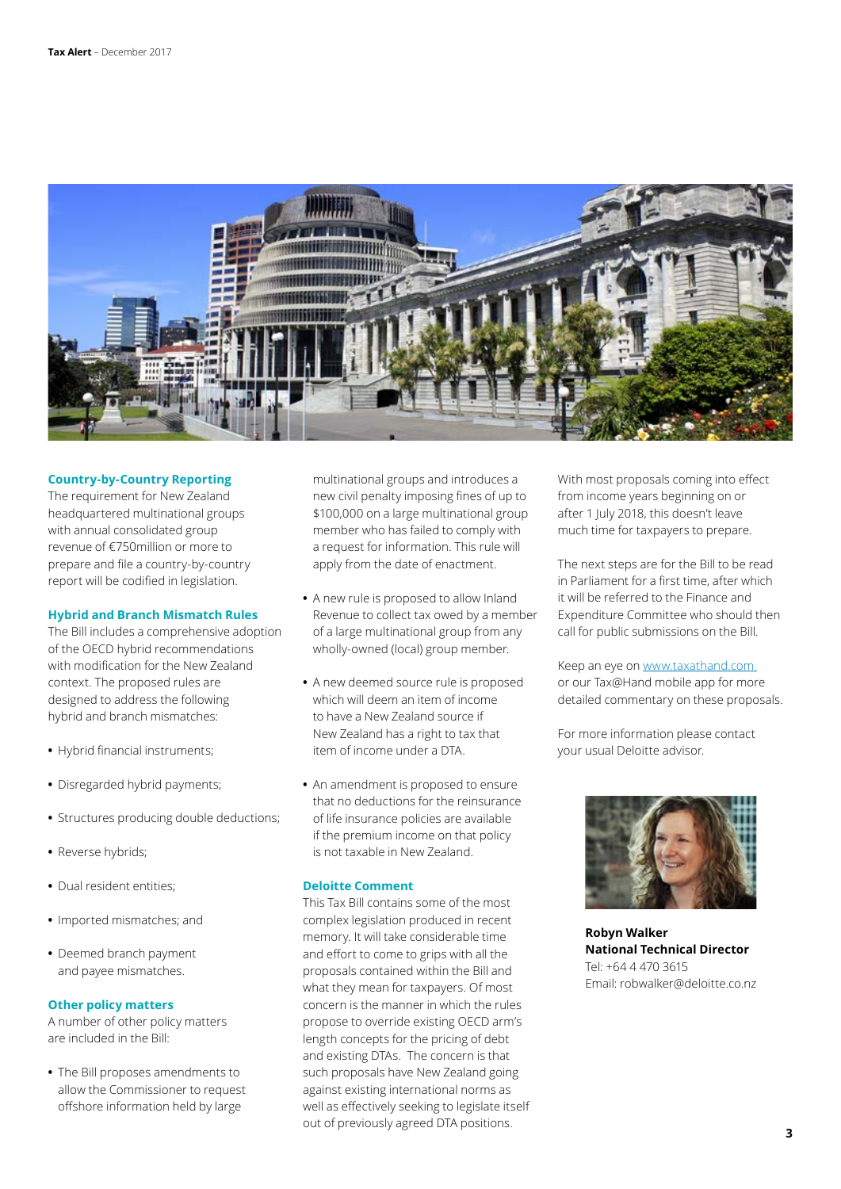### Country-by-Country Reporting

The requirement for New Zealand headquartered multinational groups with annual consolidated group revenue of €750million or more to prepare and file a country-by-country report will be codified in legislation.

### Hybrid and Branch Mismatch Rules

The Bill includes a comprehensive adoption of the OECD hybrid recommendations with modification for the New Zealand context. The proposed rules are designed to address the following hybrid and branch mismatches:

- Hybrid financial instruments;
- Disregarded hybrid payments;
- Structures producing double deductions;
- Reverse hybrids;
- Dual resident entities;
- Imported mismatches; and
- Deemed branch payment and payee mismatches.

### Other policy matters

A number of other policy matters are included in the Bill:

- The Bill proposes amendments to allow the Commissioner to request offshore information held by large multinational groups and introduces a new civil penalty imposing fines of up to $100,000 on a large multinational group member who has failed to comply with a request for information. This rule will apply from the date of enactment.
- A new rule is proposed to allow Inland Revenue to collect tax owed by a member of a large multinational group from any wholly-owned (local) group member.
- A new deemed source rule is proposed which will deem an item of income to have a New Zealand source if New Zealand has a right to tax that item of income under a DTA.
- An amendment is proposed to ensure that no deductions for the reinsurance of life insurance policies are available if the premium income on that policy is not taxable in New Zealand.

### Deloitte Comment

This Tax Bill contains some of the most complex legislation produced in recent memory. It will take considerable time and effort to come to grips with all the proposals contained within the Bill and what they mean for taxpayers. Of most concern is the manner in which the rules propose to override existing OECD arm's length concepts for the pricing of debt and existing DTAs. The concern is that such proposals have New Zealand going against existing international norms as well as effectively seeking to legislate itself out of previously agreed DTA positions.

With most proposals coming into effect from income years beginning on or after 1 July 2018, this doesn't leave much time for taxpayers to prepare.

The next steps are for the Bill to be read in Parliament for a first time, after which it will be referred to the Finance and Expenditure Committee who should then call for public submissions on the Bill.

Keep an eye on www.taxathand.com or our Tax@Hand mobile app for more detailed commentary on these proposals.

For more information please contact your usual Deloitte advisor.

**Robyn Walker**
**National Technical Director**
Tel: +64 4 470 3615
Email: robwalker@deloitte.co.nz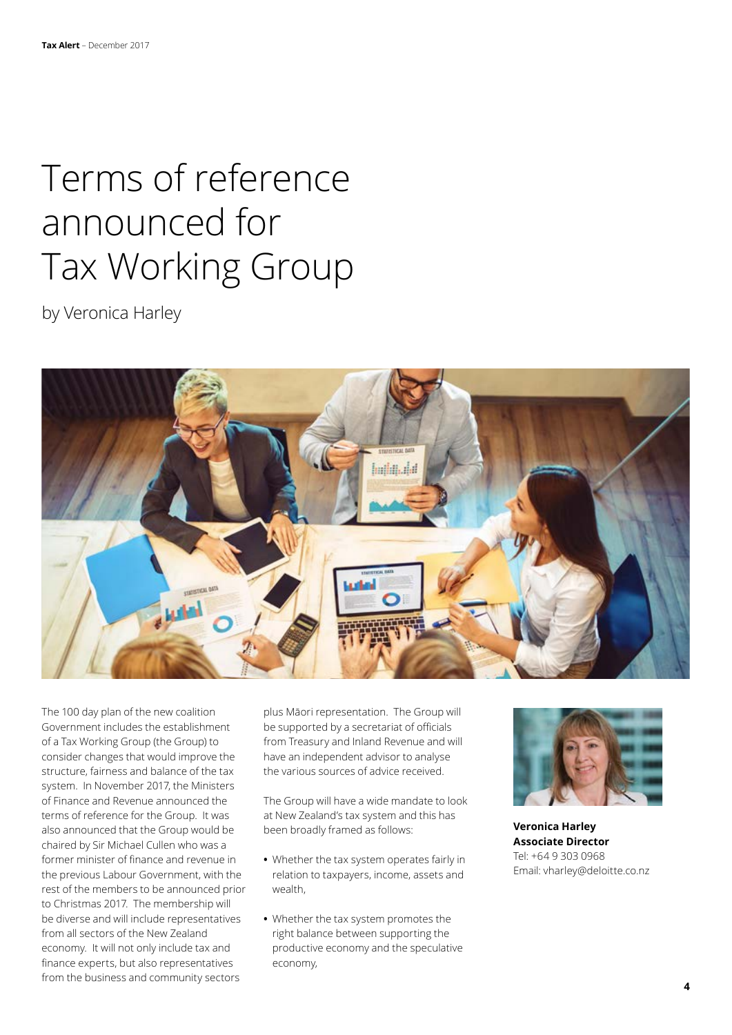# Terms of reference announced for Tax Working Group

by Veronica Harley

The 100 day plan of the new coalition Government includes the establishment of a Tax Working Group (the Group) to consider changes that would improve the structure, fairness and balance of the tax system. In November 2017, the Ministers of Finance and Revenue announced the terms of reference for the Group. It was also announced that the Group would be chaired by Sir Michael Cullen who was a former minister of finance and revenue in the previous Labour Government, with the rest of the members to be announced prior to Christmas 2017. The membership will be diverse and will include representatives from all sectors of the New Zealand economy. It will not only include tax and finance experts, but also representatives from the business and community sectors plus Māori representation. The Group will be supported by a secretariat of officials from Treasury and Inland Revenue and will have an independent advisor to analyse the various sources of advice received.

The Group will have a wide mandate to look at New Zealand's tax system and this has been broadly framed as follows:

- Whether the tax system operates fairly in relation to taxpayers, income, assets and wealth,
- Whether the tax system promotes the right balance between supporting the productive economy and the speculative economy,

**Veronica Harley**
**Associate Director**
Tel: +64 9 303 0968
Email: vharley@deloitte.co.nz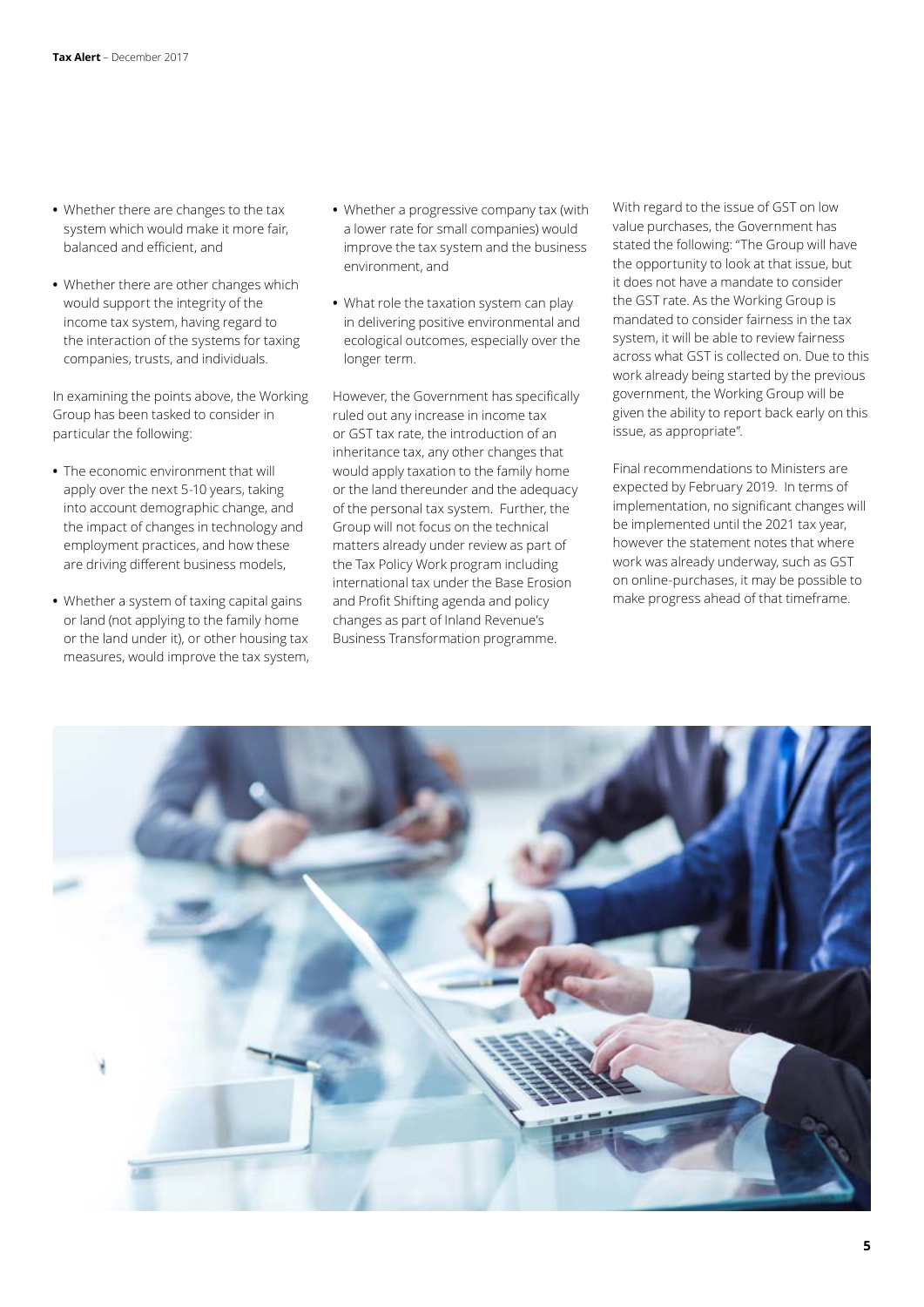- Whether there are changes to the tax system which would make it more fair, balanced and efficient, and
- Whether there are other changes which would support the integrity of the income tax system, having regard to the interaction of the systems for taxing companies, trusts, and individuals.

In examining the points above, the Working Group has been tasked to consider in particular the following:

- The economic environment that will apply over the next 5-10 years, taking into account demographic change, and the impact of changes in technology and employment practices, and how these are driving different business models,
- Whether a system of taxing capital gains or land (not applying to the family home or the land under it), or other housing tax measures, would improve the tax system,
- Whether a progressive company tax (with a lower rate for small companies) would improve the tax system and the business environment, and
- What role the taxation system can play in delivering positive environmental and ecological outcomes, especially over the longer term.

However, the Government has specifically ruled out any increase in income tax or GST tax rate, the introduction of an inheritance tax, any other changes that would apply taxation to the family home or the land thereunder and the adequacy of the personal tax system. Further, the Group will not focus on the technical matters already under review as part of the Tax Policy Work program including international tax under the Base Erosion and Profit Shifting agenda and policy changes as part of Inland Revenue's Business Transformation programme.

With regard to the issue of GST on low value purchases, the Government has stated the following: "The Group will have the opportunity to look at that issue, but it does not have a mandate to consider the GST rate. As the Working Group is mandated to consider fairness in the tax system, it will be able to review fairness across what GST is collected on. Due to this work already being started by the previous government, the Working Group will be given the ability to report back early on this issue, as appropriate".

Final recommendations to Ministers are expected by February 2019. In terms of implementation, no significant changes will be implemented until the 2021 tax year, however the statement notes that where work was already underway, such as GST on online-purchases, it may be possible to make progress ahead of that timeframe.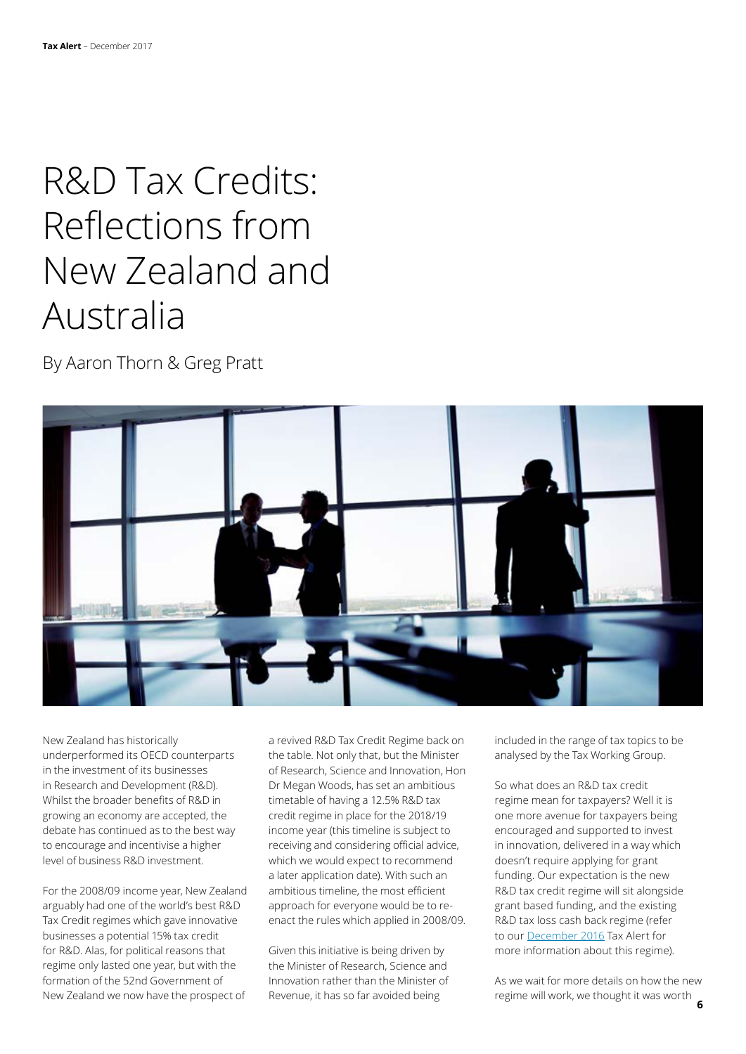# R&D Tax Credits: Reflections from New Zealand and Australia

By Aaron Thorn & Greg Pratt

New Zealand has historically underperformed its OECD counterparts in the investment of its businesses in Research and Development (R&D). Whilst the broader benefits of R&D in growing an economy are accepted, the debate has continued as to the best way to encourage and incentivise a higher level of business R&D investment.

For the 2008/09 income year, New Zealand arguably had one of the world's best R&D Tax Credit regimes which gave innovative businesses a potential 15% tax credit for R&D. Alas, for political reasons that regime only lasted one year, but with the formation of the 52nd Government of New Zealand we now have the prospect of a revived R&D Tax Credit Regime back on the table. Not only that, but the Minister of Research, Science and Innovation, Hon Dr Megan Woods, has set an ambitious timetable of having a 12.5% R&D tax credit regime in place for the 2018/19 income year (this timeline is subject to receiving and considering official advice, which we would expect to recommend a later application date). With such an ambitious timeline, the most efficient approach for everyone would be to re-enact the rules which applied in 2008/09.

Given this initiative is being driven by the Minister of Research, Science and Innovation rather than the Minister of Revenue, it has so far avoided being included in the range of tax topics to be analysed by the Tax Working Group.

So what does an R&D tax credit regime mean for taxpayers? Well it is one more avenue for taxpayers being encouraged and supported to invest in innovation, delivered in a way which doesn't require applying for grant funding. Our expectation is the new R&D tax credit regime will sit alongside grant based funding, and the existing R&D tax loss cash back regime (refer to our December 2016 Tax Alert for more information about this regime).

As we wait for more details on how the new regime will work, we thought it was worth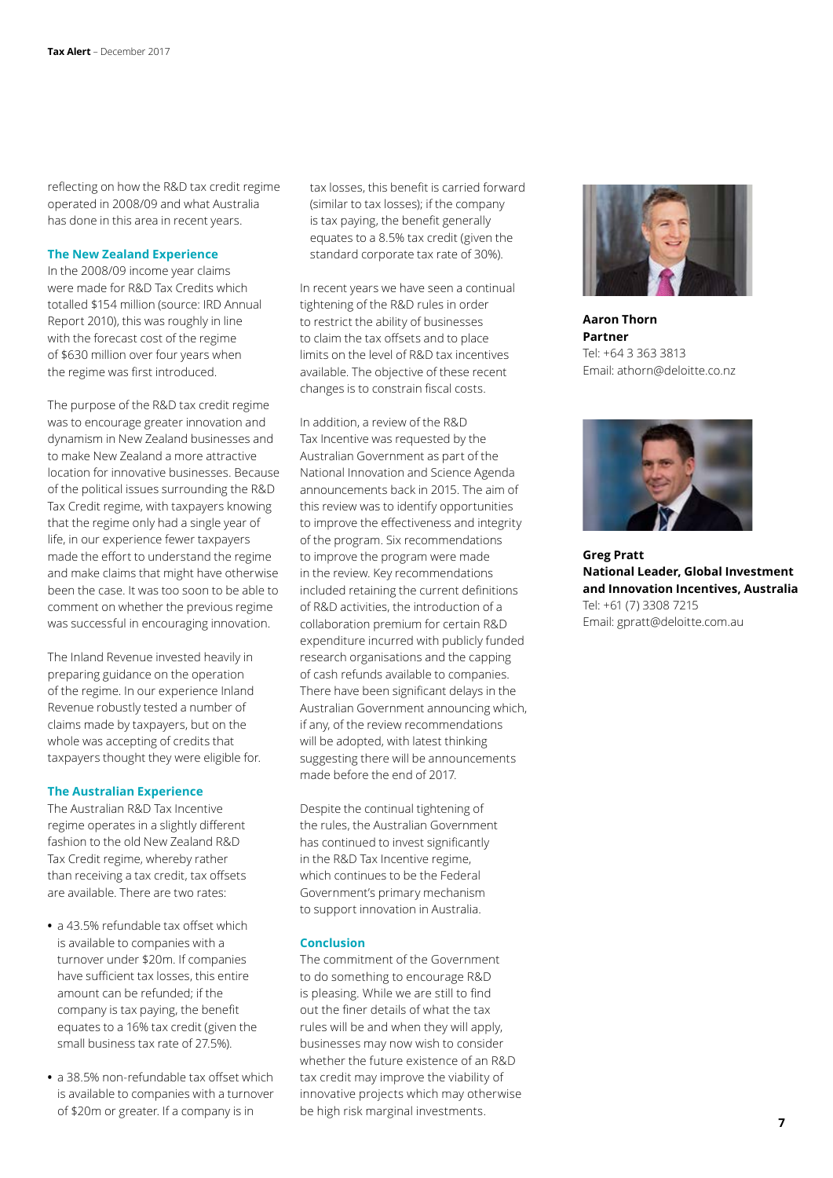reflecting on how the R&D tax credit regime operated in 2008/09 and what Australia has done in this area in recent years.

### The New Zealand Experience

In the 2008/09 income year claims were made for R&D Tax Credits which totalled $154 million (source: IRD Annual Report 2010), this was roughly in line with the forecast cost of the regime of $630 million over four years when the regime was first introduced.

The purpose of the R&D tax credit regime was to encourage greater innovation and dynamism in New Zealand businesses and to make New Zealand a more attractive location for innovative businesses. Because of the political issues surrounding the R&D Tax Credit regime, with taxpayers knowing that the regime only had a single year of life, in our experience fewer taxpayers made the effort to understand the regime and make claims that might have otherwise been the case. It was too soon to be able to comment on whether the previous regime was successful in encouraging innovation.

The Inland Revenue invested heavily in preparing guidance on the operation of the regime. In our experience Inland Revenue robustly tested a number of claims made by taxpayers, but on the whole was accepting of credits that taxpayers thought they were eligible for.

### The Australian Experience

The Australian R&D Tax Incentive regime operates in a slightly different fashion to the old New Zealand R&D Tax Credit regime, whereby rather than receiving a tax credit, tax offsets are available. There are two rates:

- a 43.5% refundable tax offset which is available to companies with a turnover under $20m. If companies have sufficient tax losses, this entire amount can be refunded; if the company is tax paying, the benefit equates to a 16% tax credit (given the small business tax rate of 27.5%).
- a 38.5% non-refundable tax offset which is available to companies with a turnover of $20m or greater. If a company is in tax losses, this benefit is carried forward (similar to tax losses); if the company is tax paying, the benefit generally equates to a 8.5% tax credit (given the standard corporate tax rate of 30%).

In recent years we have seen a continual tightening of the R&D rules in order to restrict the ability of businesses to claim the tax offsets and to place limits on the level of R&D tax incentives available. The objective of these recent changes is to constrain fiscal costs.

In addition, a review of the R&D Tax Incentive was requested by the Australian Government as part of the National Innovation and Science Agenda announcements back in 2015. The aim of this review was to identify opportunities to improve the effectiveness and integrity of the program. Six recommendations to improve the program were made in the review. Key recommendations included retaining the current definitions of R&D activities, the introduction of a collaboration premium for certain R&D expenditure incurred with publicly funded research organisations and the capping of cash refunds available to companies. There have been significant delays in the Australian Government announcing which, if any, of the review recommendations will be adopted, with latest thinking suggesting there will be announcements made before the end of 2017.

Despite the continual tightening of the rules, the Australian Government has continued to invest significantly in the R&D Tax Incentive regime, which continues to be the Federal Government's primary mechanism to support innovation in Australia.

### Conclusion

The commitment of the Government to do something to encourage R&D is pleasing. While we are still to find out the finer details of what the tax rules will be and when they will apply, businesses may now wish to consider whether the future existence of an R&D tax credit may improve the viability of innovative projects which may otherwise be high risk marginal investments.

**Aaron Thorn**
**Partner**
Tel: +64 3 363 3813
Email: athorn@deloitte.co.nz

**Greg Pratt**
**National Leader, Global Investment and Innovation Incentives, Australia**
Tel: +61 (7) 3308 7215
Email: gpratt@deloitte.com.au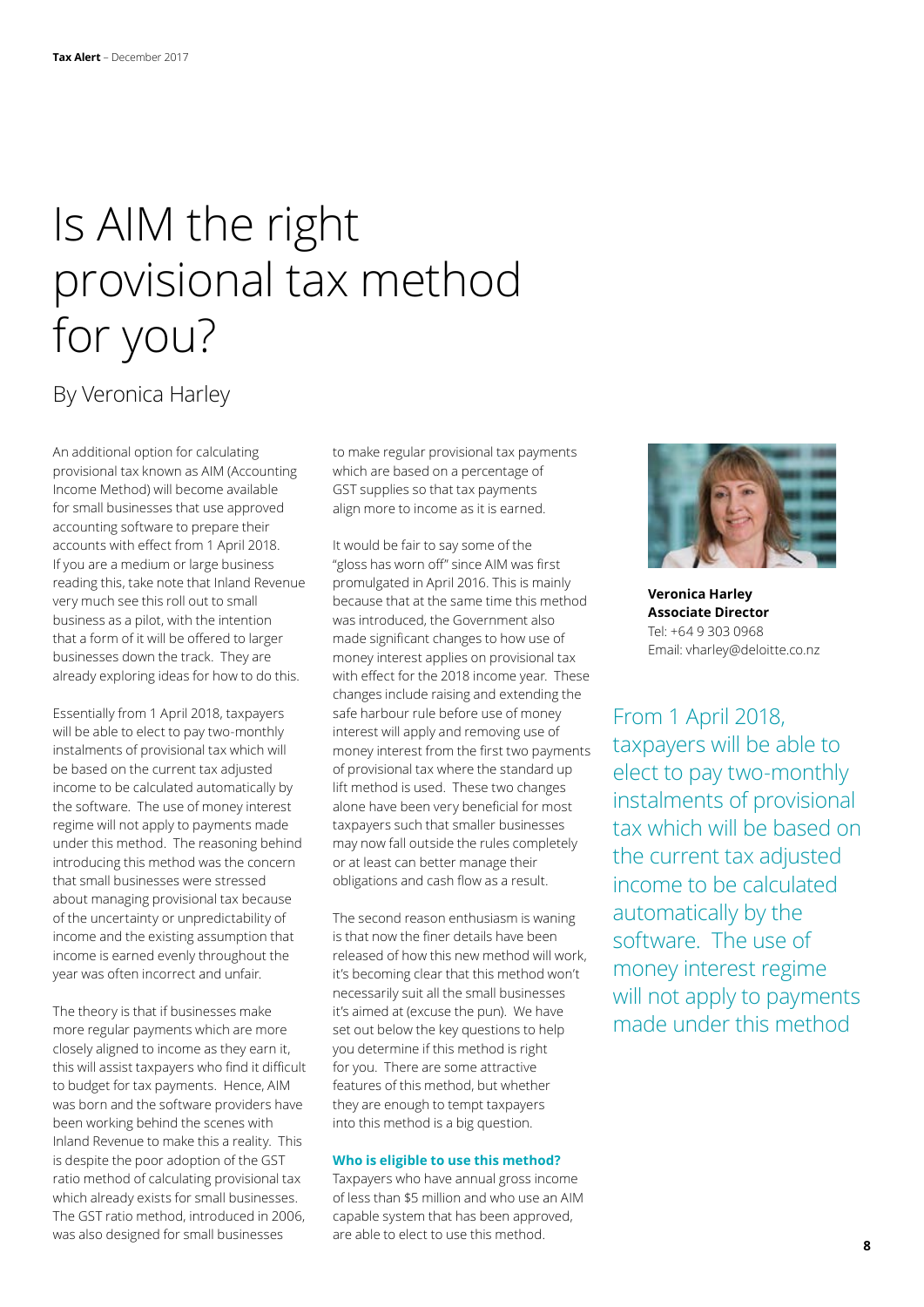# Is AIM the right provisional tax method for you?

## By Veronica Harley

An additional option for calculating provisional tax known as AIM (Accounting Income Method) will become available for small businesses that use approved accounting software to prepare their accounts with effect from 1 April 2018. If you are a medium or large business reading this, take note that Inland Revenue very much see this roll out to small business as a pilot, with the intention that a form of it will be offered to larger businesses down the track. They are already exploring ideas for how to do this.

Essentially from 1 April 2018, taxpayers will be able to elect to pay two-monthly instalments of provisional tax which will be based on the current tax adjusted income to be calculated automatically by the software. The use of money interest regime will not apply to payments made under this method. The reasoning behind introducing this method was the concern that small businesses were stressed about managing provisional tax because of the uncertainty or unpredictability of income and the existing assumption that income is earned evenly throughout the year was often incorrect and unfair.

The theory is that if businesses make more regular payments which are more closely aligned to income as they earn it, this will assist taxpayers who find it difficult to budget for tax payments. Hence, AIM was born and the software providers have been working behind the scenes with Inland Revenue to make this a reality. This is despite the poor adoption of the GST ratio method of calculating provisional tax which already exists for small businesses. The GST ratio method, introduced in 2006, was also designed for small businesses to make regular provisional tax payments which are based on a percentage of GST supplies so that tax payments align more to income as it is earned.

It would be fair to say some of the "gloss has worn off" since AIM was first promulgated in April 2016. This is mainly because that at the same time this method was introduced, the Government also made significant changes to how use of money interest applies on provisional tax with effect for the 2018 income year. These changes include raising and extending the safe harbour rule before use of money interest will apply and removing use of money interest from the first two payments of provisional tax where the standard up lift method is used. These two changes alone have been very beneficial for most taxpayers such that smaller businesses may now fall outside the rules completely or at least can better manage their obligations and cash flow as a result.

The second reason enthusiasm is waning is that now the finer details have been released of how this new method will work, it's becoming clear that this method won't necessarily suit all the small businesses it's aimed at (excuse the pun). We have set out below the key questions to help you determine if this method is right for you. There are some attractive features of this method, but whether they are enough to tempt taxpayers into this method is a big question.

### Who is eligible to use this method?

Taxpayers who have annual gross income of less than $5 million and who use an AIM capable system that has been approved, are able to elect to use this method.

**Veronica Harley**
**Associate Director**
Tel: +64 9 303 0968
Email: vharley@deloitte.co.nz

From 1 April 2018, taxpayers will be able to elect to pay two-monthly instalments of provisional tax which will be based on the current tax adjusted income to be calculated automatically by the software. The use of money interest regime will not apply to payments made under this method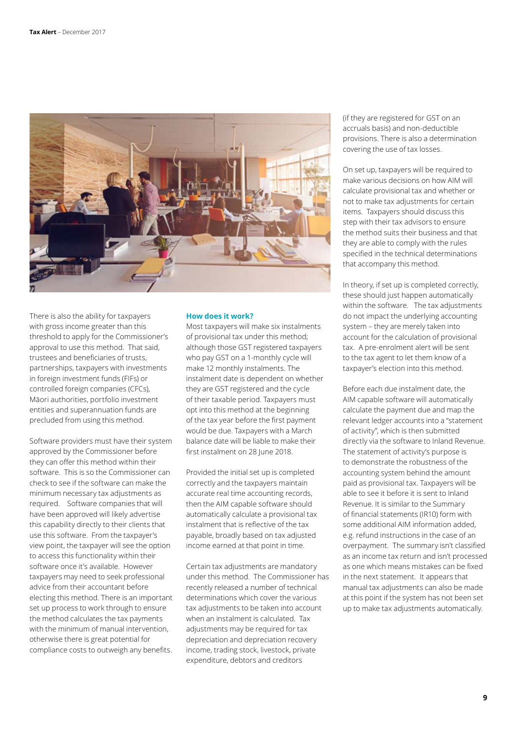There is also the ability for taxpayers with gross income greater than this threshold to apply for the Commissioner's approval to use this method. That said, trustees and beneficiaries of trusts, partnerships, taxpayers with investments in foreign investment funds (FIFs) or controlled foreign companies (CFCs), Māori authorities, portfolio investment entities and superannuation funds are precluded from using this method.

Software providers must have their system approved by the Commissioner before they can offer this method within their software. This is so the Commissioner can check to see if the software can make the minimum necessary tax adjustments as required. Software companies that will have been approved will likely advertise this capability directly to their clients that use this software. From the taxpayer's view point, the taxpayer will see the option to access this functionality within their software once it's available. However taxpayers may need to seek professional advice from their accountant before electing this method. There is an important set up process to work through to ensure the method calculates the tax payments with the minimum of manual intervention, otherwise there is great potential for compliance costs to outweigh any benefits.

### How does it work?

Most taxpayers will make six instalments of provisional tax under this method; although those GST registered taxpayers who pay GST on a 1-monthly cycle will make 12 monthly instalments. The instalment date is dependent on whether they are GST registered and the cycle of their taxable period. Taxpayers must opt into this method at the beginning of the tax year before the first payment would be due. Taxpayers with a March balance date will be liable to make their first instalment on 28 June 2018.

Provided the initial set up is completed correctly and the taxpayers maintain accurate real time accounting records, then the AIM capable software should automatically calculate a provisional tax instalment that is reflective of the tax payable, broadly based on tax adjusted income earned at that point in time.

Certain tax adjustments are mandatory under this method. The Commissioner has recently released a number of technical determinations which cover the various tax adjustments to be taken into account when an instalment is calculated. Tax adjustments may be required for tax depreciation and depreciation recovery income, trading stock, livestock, private expenditure, debtors and creditors (if they are registered for GST on an accruals basis) and non-deductible provisions. There is also a determination covering the use of tax losses.

On set up, taxpayers will be required to make various decisions on how AIM will calculate provisional tax and whether or not to make tax adjustments for certain items. Taxpayers should discuss this step with their tax advisors to ensure the method suits their business and that they are able to comply with the rules specified in the technical determinations that accompany this method.

In theory, if set up is completed correctly, these should just happen automatically within the software. The tax adjustments do not impact the underlying accounting system – they are merely taken into account for the calculation of provisional tax. A pre-enrolment alert will be sent to the tax agent to let them know of a taxpayer's election into this method.

Before each due instalment date, the AIM capable software will automatically calculate the payment due and map the relevant ledger accounts into a "statement of activity", which is then submitted directly via the software to Inland Revenue. The statement of activity's purpose is to demonstrate the robustness of the accounting system behind the amount paid as provisional tax. Taxpayers will be able to see it before it is sent to Inland Revenue. It is similar to the Summary of financial statements (IR10) form with some additional AIM information added, e.g. refund instructions in the case of an overpayment. The summary isn't classified as an income tax return and isn't processed as one which means mistakes can be fixed in the next statement. It appears that manual tax adjustments can also be made at this point if the system has not been set up to make tax adjustments automatically.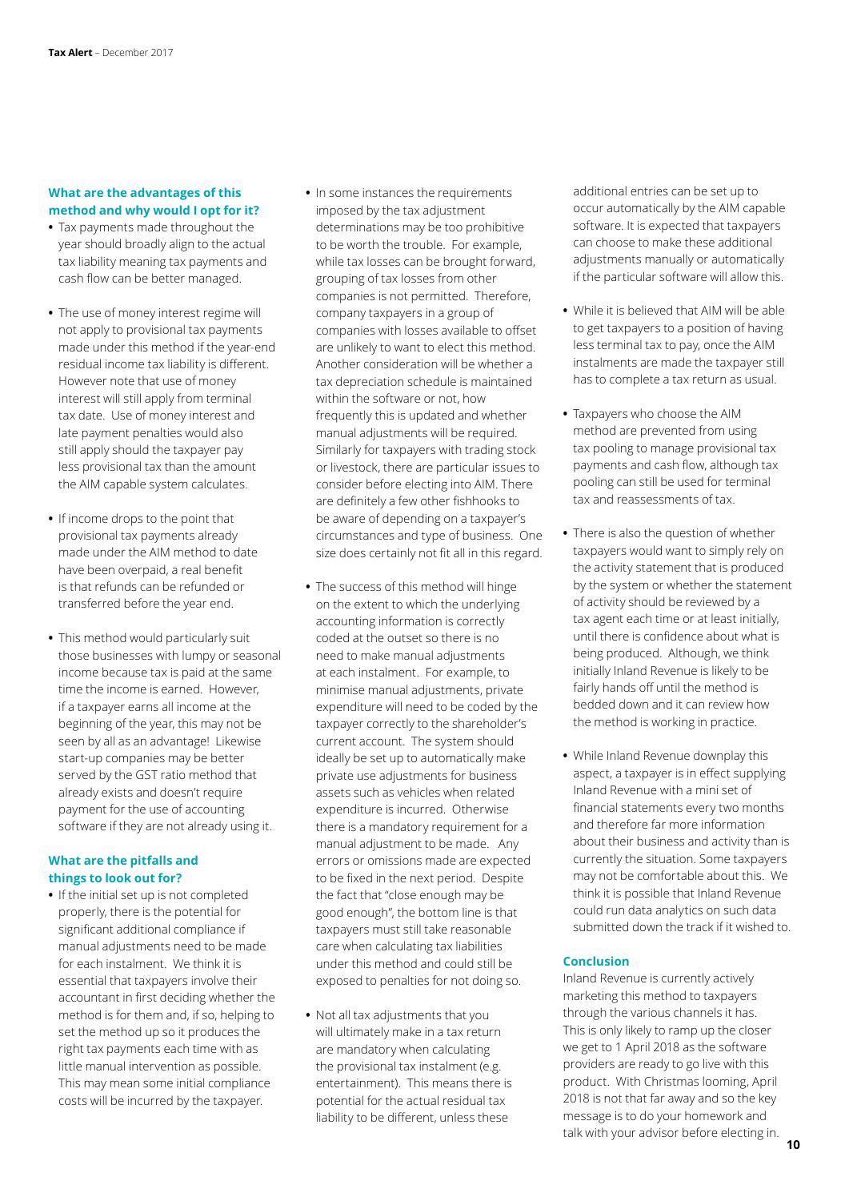### What are the advantages of this method and why would I opt for it?

- Tax payments made throughout the year should broadly align to the actual tax liability meaning tax payments and cash flow can be better managed.
- The use of money interest regime will not apply to provisional tax payments made under this method if the year-end residual income tax liability is different. However note that use of money interest will still apply from terminal tax date. Use of money interest and late payment penalties would also still apply should the taxpayer pay less provisional tax than the amount the AIM capable system calculates.
- If income drops to the point that provisional tax payments already made under the AIM method to date have been overpaid, a real benefit is that refunds can be refunded or transferred before the year end.
- This method would particularly suit those businesses with lumpy or seasonal income because tax is paid at the same time the income is earned. However, if a taxpayer earns all income at the beginning of the year, this may not be seen by all as an advantage! Likewise start-up companies may be better served by the GST ratio method that already exists and doesn't require payment for the use of accounting software if they are not already using it.

### What are the pitfalls and things to look out for?

- If the initial set up is not completed properly, there is the potential for significant additional compliance if manual adjustments need to be made for each instalment. We think it is essential that taxpayers involve their accountant in first deciding whether the method is for them and, if so, helping to set the method up so it produces the right tax payments each time with as little manual intervention as possible. This may mean some initial compliance costs will be incurred by the taxpayer.
- In some instances the requirements imposed by the tax adjustment determinations may be too prohibitive to be worth the trouble. For example, while tax losses can be brought forward, grouping of tax losses from other companies is not permitted. Therefore, company taxpayers in a group of companies with losses available to offset are unlikely to want to elect this method. Another consideration will be whether a tax depreciation schedule is maintained within the software or not, how frequently this is updated and whether manual adjustments will be required. Similarly for taxpayers with trading stock or livestock, there are particular issues to consider before electing into AIM. There are definitely a few other fishhooks to be aware of depending on a taxpayer's circumstances and type of business. One size does certainly not fit all in this regard.
- The success of this method will hinge on the extent to which the underlying accounting information is correctly coded at the outset so there is no need to make manual adjustments at each instalment. For example, to minimise manual adjustments, private expenditure will need to be coded by the taxpayer correctly to the shareholder's current account. The system should ideally be set up to automatically make private use adjustments for business assets such as vehicles when related expenditure is incurred. Otherwise there is a mandatory requirement for a manual adjustment to be made. Any errors or omissions made are expected to be fixed in the next period. Despite the fact that "close enough may be good enough", the bottom line is that taxpayers must still take reasonable care when calculating tax liabilities under this method and could still be exposed to penalties for not doing so.
- Not all tax adjustments that you will ultimately make in a tax return are mandatory when calculating the provisional tax instalment (e.g. entertainment). This means there is potential for the actual residual tax liability to be different, unless these additional entries can be set up to occur automatically by the AIM capable software. It is expected that taxpayers can choose to make these additional adjustments manually or automatically if the particular software will allow this.
- While it is believed that AIM will be able to get taxpayers to a position of having less terminal tax to pay, once the AIM instalments are made the taxpayer still has to complete a tax return as usual.
- Taxpayers who choose the AIM method are prevented from using tax pooling to manage provisional tax payments and cash flow, although tax pooling can still be used for terminal tax and reassessments of tax.
- There is also the question of whether taxpayers would want to simply rely on the activity statement that is produced by the system or whether the statement of activity should be reviewed by a tax agent each time or at least initially, until there is confidence about what is being produced. Although, we think initially Inland Revenue is likely to be fairly hands off until the method is bedded down and it can review how the method is working in practice.
- While Inland Revenue downplay this aspect, a taxpayer is in effect supplying Inland Revenue with a mini set of financial statements every two months and therefore far more information about their business and activity than is currently the situation. Some taxpayers may not be comfortable about this. We think it is possible that Inland Revenue could run data analytics on such data submitted down the track if it wished to.

### Conclusion

Inland Revenue is currently actively marketing this method to taxpayers through the various channels it has. This is only likely to ramp up the closer we get to 1 April 2018 as the software providers are ready to go live with this product. With Christmas looming, April 2018 is not that far away and so the key message is to do your homework and talk with your advisor before electing in.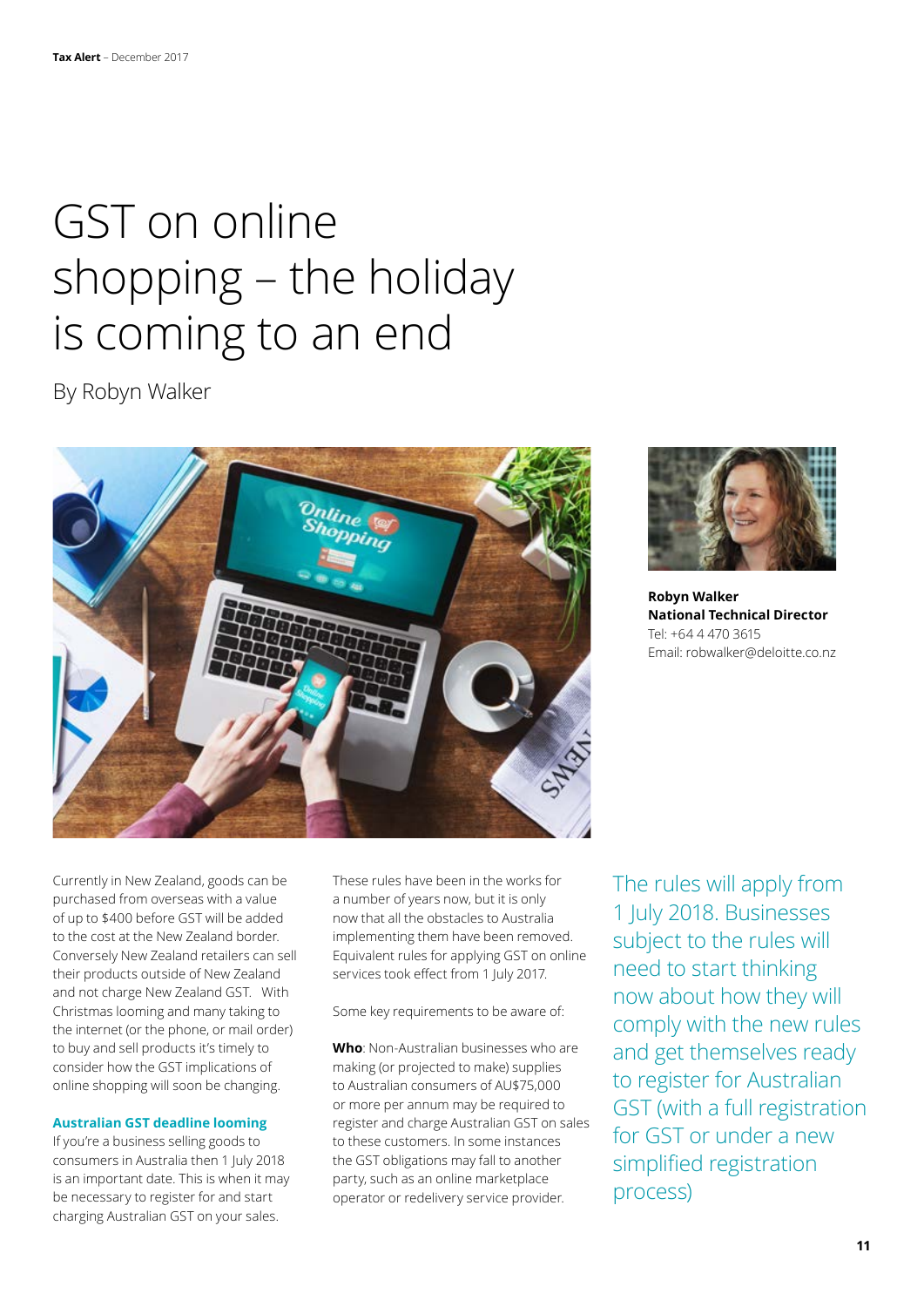# GST on online shopping – the holiday is coming to an end

By Robyn Walker

**Robyn Walker**
**National Technical Director**
Tel: +64 4 470 3615
Email: robwalker@deloitte.co.nz

Currently in New Zealand, goods can be purchased from overseas with a value of up to $400 before GST will be added to the cost at the New Zealand border. Conversely New Zealand retailers can sell their products outside of New Zealand and not charge New Zealand GST. With Christmas looming and many taking to the internet (or the phone, or mail order) to buy and sell products it's timely to consider how the GST implications of online shopping will soon be changing.

### Australian GST deadline looming

If you're a business selling goods to consumers in Australia then 1 July 2018 is an important date. This is when it may be necessary to register for and start charging Australian GST on your sales.

These rules have been in the works for a number of years now, but it is only now that all the obstacles to Australia implementing them have been removed. Equivalent rules for applying GST on online services took effect from 1 July 2017.

Some key requirements to be aware of:

**Who**: Non-Australian businesses who are making (or projected to make) supplies to Australian consumers of AU$75,000 or more per annum may be required to register and charge Australian GST on sales to these customers. In some instances the GST obligations may fall to another party, such as an online marketplace operator or redelivery service provider.

The rules will apply from 1 July 2018. Businesses subject to the rules will need to start thinking now about how they will comply with the new rules and get themselves ready to register for Australian GST (with a full registration for GST or under a new simplified registration process)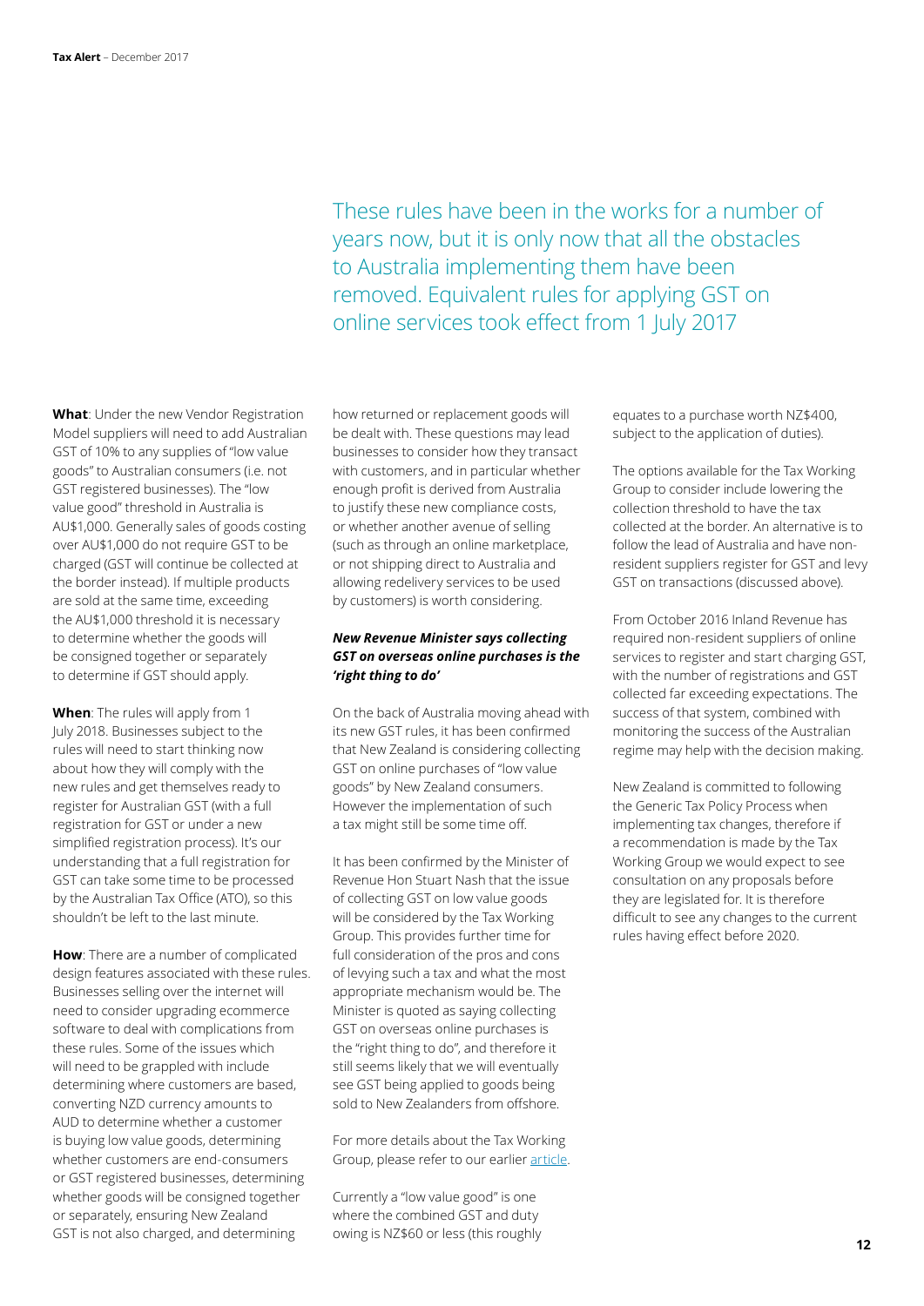These rules have been in the works for a number of years now, but it is only now that all the obstacles to Australia implementing them have been removed. Equivalent rules for applying GST on online services took effect from 1 July 2017

**What**: Under the new Vendor Registration Model suppliers will need to add Australian GST of 10% to any supplies of "low value goods" to Australian consumers (i.e. not GST registered businesses). The "low value good" threshold in Australia is AU$1,000. Generally sales of goods costing over AU$1,000 do not require GST to be charged (GST will continue be collected at the border instead). If multiple products are sold at the same time, exceeding the AU$1,000 threshold it is necessary to determine whether the goods will be consigned together or separately to determine if GST should apply.

**When**: The rules will apply from 1 July 2018. Businesses subject to the rules will need to start thinking now about how they will comply with the new rules and get themselves ready to register for Australian GST (with a full registration for GST or under a new simplified registration process). It's our understanding that a full registration for GST can take some time to be processed by the Australian Tax Office (ATO), so this shouldn't be left to the last minute.

**How**: There are a number of complicated design features associated with these rules. Businesses selling over the internet will need to consider upgrading ecommerce software to deal with complications from these rules. Some of the issues which will need to be grappled with include determining where customers are based, converting NZD currency amounts to AUD to determine whether a customer is buying low value goods, determining whether customers are end-consumers or GST registered businesses, determining whether goods will be consigned together or separately, ensuring New Zealand GST is not also charged, and determining how returned or replacement goods will be dealt with. These questions may lead businesses to consider how they transact with customers, and in particular whether enough profit is derived from Australia to justify these new compliance costs, or whether another avenue of selling (such as through an online marketplace, or not shipping direct to Australia and allowing redelivery services to be used by customers) is worth considering.

***New Revenue Minister says collecting GST on overseas online purchases is the 'right thing to do'***

On the back of Australia moving ahead with its new GST rules, it has been confirmed that New Zealand is considering collecting GST on online purchases of "low value goods" by New Zealand consumers. However the implementation of such a tax might still be some time off.

It has been confirmed by the Minister of Revenue Hon Stuart Nash that the issue of collecting GST on low value goods will be considered by the Tax Working Group. This provides further time for full consideration of the pros and cons of levying such a tax and what the most appropriate mechanism would be. The Minister is quoted as saying collecting GST on overseas online purchases is the "right thing to do", and therefore it still seems likely that we will eventually see GST being applied to goods being sold to New Zealanders from offshore.

For more details about the Tax Working Group, please refer to our earlier article.

Currently a "low value good" is one where the combined GST and duty owing is NZ$60 or less (this roughly equates to a purchase worth NZ$400, subject to the application of duties).

The options available for the Tax Working Group to consider include lowering the collection threshold to have the tax collected at the border. An alternative is to follow the lead of Australia and have non-resident suppliers register for GST and levy GST on transactions (discussed above).

From October 2016 Inland Revenue has required non-resident suppliers of online services to register and start charging GST, with the number of registrations and GST collected far exceeding expectations. The success of that system, combined with monitoring the success of the Australian regime may help with the decision making.

New Zealand is committed to following the Generic Tax Policy Process when implementing tax changes, therefore if a recommendation is made by the Tax Working Group we would expect to see consultation on any proposals before they are legislated for. It is therefore difficult to see any changes to the current rules having effect before 2020.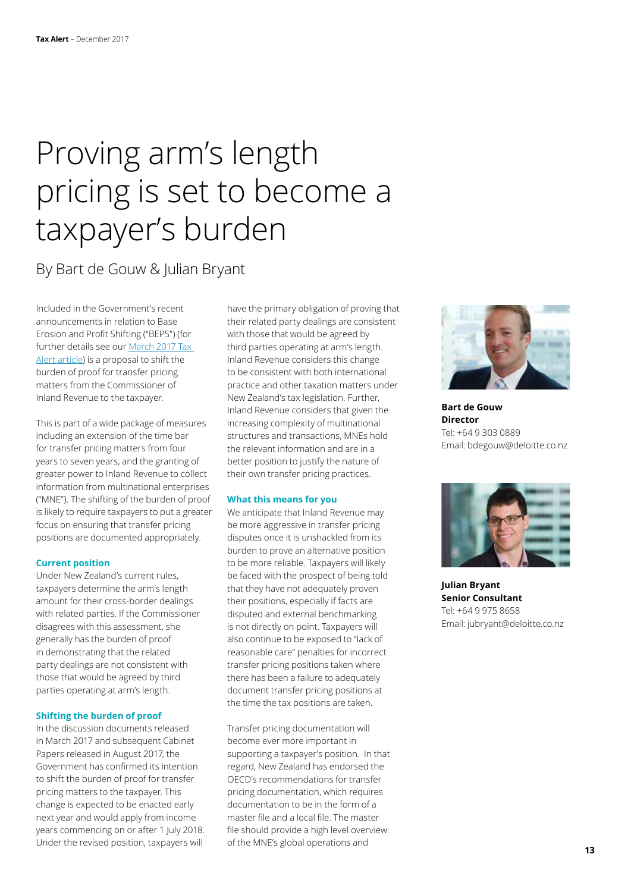# Proving arm's length pricing is set to become a taxpayer's burden

By Bart de Gouw & Julian Bryant

Included in the Government's recent announcements in relation to Base Erosion and Profit Shifting ("BEPS") (for further details see our March 2017 Tax Alert article) is a proposal to shift the burden of proof for transfer pricing matters from the Commissioner of Inland Revenue to the taxpayer.

This is part of a wide package of measures including an extension of the time bar for transfer pricing matters from four years to seven years, and the granting of greater power to Inland Revenue to collect information from multinational enterprises ("MNE"). The shifting of the burden of proof is likely to require taxpayers to put a greater focus on ensuring that transfer pricing positions are documented appropriately.

### Current position

Under New Zealand's current rules, taxpayers determine the arm's length amount for their cross-border dealings with related parties. If the Commissioner disagrees with this assessment, she generally has the burden of proof in demonstrating that the related party dealings are not consistent with those that would be agreed by third parties operating at arm's length.

### Shifting the burden of proof

In the discussion documents released in March 2017 and subsequent Cabinet Papers released in August 2017, the Government has confirmed its intention to shift the burden of proof for transfer pricing matters to the taxpayer. This change is expected to be enacted early next year and would apply from income years commencing on or after 1 July 2018. Under the revised position, taxpayers will have the primary obligation of proving that their related party dealings are consistent with those that would be agreed by third parties operating at arm's length. Inland Revenue considers this change to be consistent with both international practice and other taxation matters under New Zealand's tax legislation. Further, Inland Revenue considers that given the increasing complexity of multinational structures and transactions, MNEs hold the relevant information and are in a better position to justify the nature of their own transfer pricing practices.

### What this means for you

We anticipate that Inland Revenue may be more aggressive in transfer pricing disputes once it is unshackled from its burden to prove an alternative position to be more reliable. Taxpayers will likely be faced with the prospect of being told that they have not adequately proven their positions, especially if facts are disputed and external benchmarking is not directly on point. Taxpayers will also continue to be exposed to "lack of reasonable care" penalties for incorrect transfer pricing positions taken where there has been a failure to adequately document transfer pricing positions at the time the tax positions are taken.

Transfer pricing documentation will become ever more important in supporting a taxpayer's position. In that regard, New Zealand has endorsed the OECD's recommendations for transfer pricing documentation, which requires documentation to be in the form of a master file and a local file. The master file should provide a high level overview of the MNE's global operations and

**Bart de Gouw**
**Director**
Tel: +64 9 303 0889
Email: bdegouw@deloitte.co.nz

**Julian Bryant**
**Senior Consultant**
Tel: +64 9 975 8658
Email: jubryant@deloitte.co.nz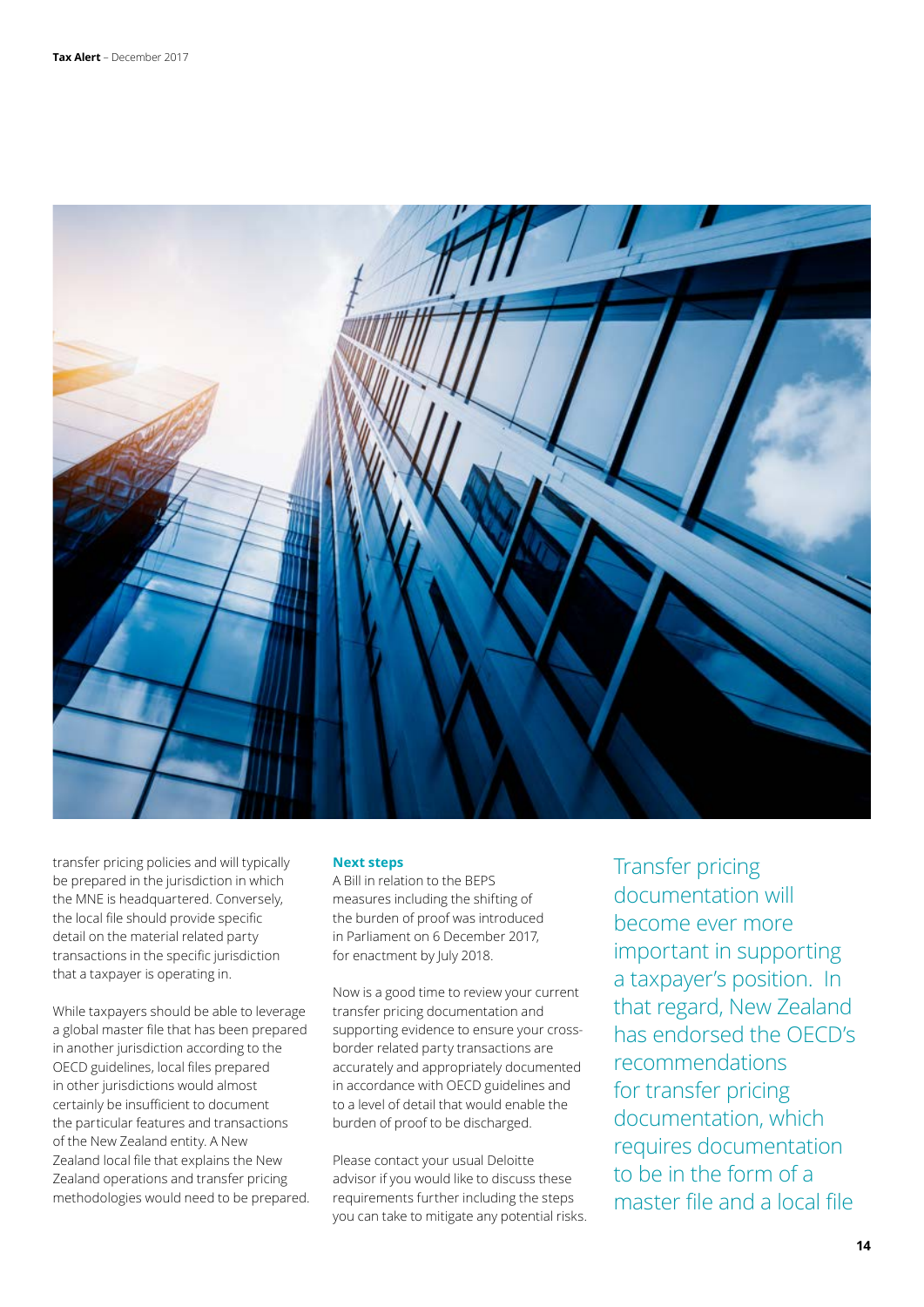transfer pricing policies and will typically be prepared in the jurisdiction in which the MNE is headquartered. Conversely, the local file should provide specific detail on the material related party transactions in the specific jurisdiction that a taxpayer is operating in.

While taxpayers should be able to leverage a global master file that has been prepared in another jurisdiction according to the OECD guidelines, local files prepared in other jurisdictions would almost certainly be insufficient to document the particular features and transactions of the New Zealand entity. A New Zealand local file that explains the New Zealand operations and transfer pricing methodologies would need to be prepared.

**Next steps**

A Bill in relation to the BEPS measures including the shifting of the burden of proof was introduced in Parliament on 6 December 2017, for enactment by July 2018.

Now is a good time to review your current transfer pricing documentation and supporting evidence to ensure your cross-border related party transactions are accurately and appropriately documented in accordance with OECD guidelines and to a level of detail that would enable the burden of proof to be discharged.

Please contact your usual Deloitte advisor if you would like to discuss these requirements further including the steps you can take to mitigate any potential risks.

Transfer pricing documentation will become ever more important in supporting a taxpayer's position. In that regard, New Zealand has endorsed the OECD's recommendations for transfer pricing documentation, which requires documentation to be in the form of a master file and a local file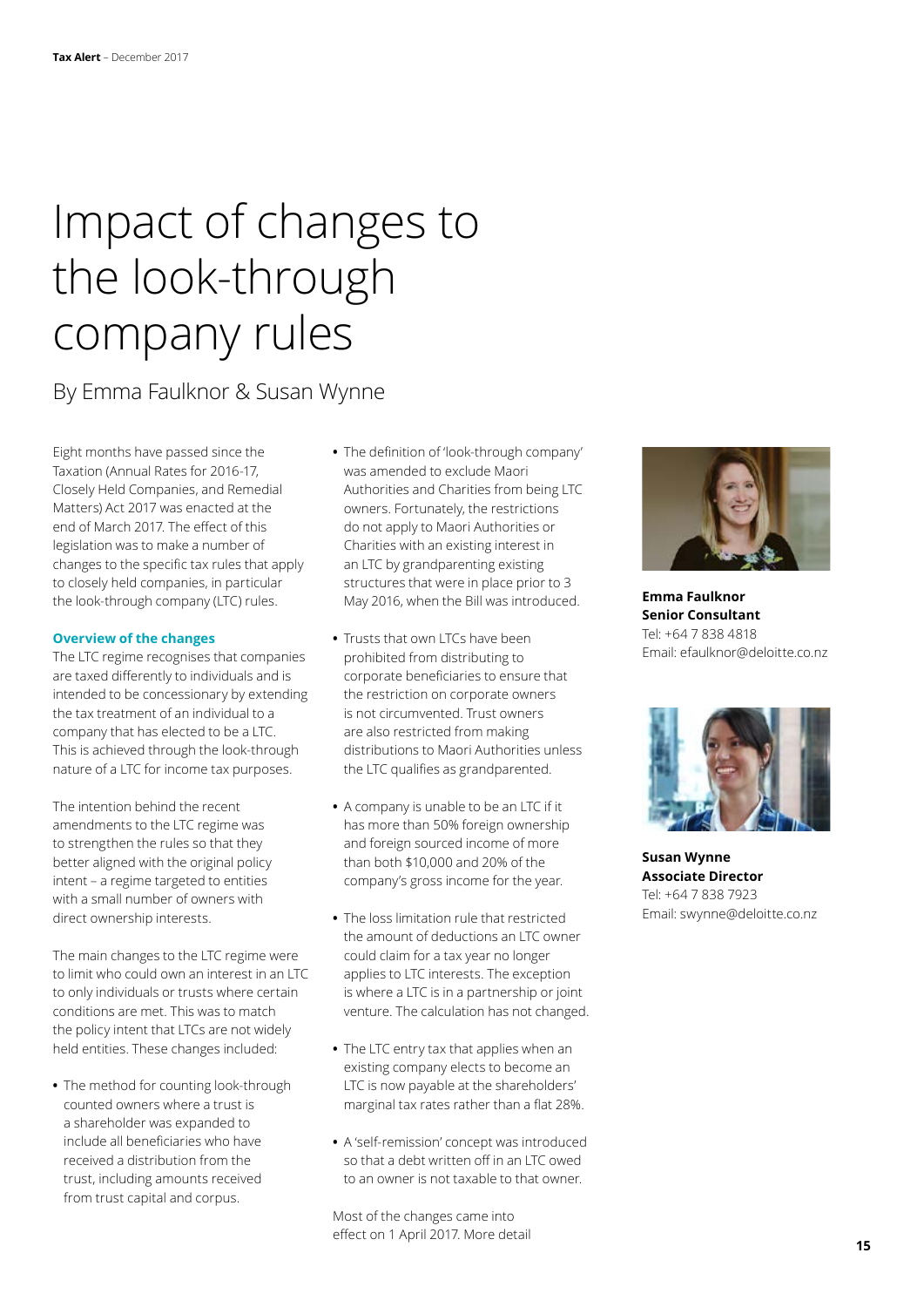# Impact of changes to the look-through company rules

By Emma Faulknor & Susan Wynne

Eight months have passed since the Taxation (Annual Rates for 2016-17, Closely Held Companies, and Remedial Matters) Act 2017 was enacted at the end of March 2017. The effect of this legislation was to make a number of changes to the specific tax rules that apply to closely held companies, in particular the look-through company (LTC) rules.

### Overview of the changes

The LTC regime recognises that companies are taxed differently to individuals and is intended to be concessionary by extending the tax treatment of an individual to a company that has elected to be a LTC. This is achieved through the look-through nature of a LTC for income tax purposes.

The intention behind the recent amendments to the LTC regime was to strengthen the rules so that they better aligned with the original policy intent – a regime targeted to entities with a small number of owners with direct ownership interests.

The main changes to the LTC regime were to limit who could own an interest in an LTC to only individuals or trusts where certain conditions are met. This was to match the policy intent that LTCs are not widely held entities. These changes included:

- The method for counting look-through counted owners where a trust is a shareholder was expanded to include all beneficiaries who have received a distribution from the trust, including amounts received from trust capital and corpus.
- The definition of 'look-through company' was amended to exclude Maori Authorities and Charities from being LTC owners. Fortunately, the restrictions do not apply to Maori Authorities or Charities with an existing interest in an LTC by grandparenting existing structures that were in place prior to 3 May 2016, when the Bill was introduced.
- Trusts that own LTCs have been prohibited from distributing to corporate beneficiaries to ensure that the restriction on corporate owners is not circumvented. Trust owners are also restricted from making distributions to Maori Authorities unless the LTC qualifies as grandparented.
- A company is unable to be an LTC if it has more than 50% foreign ownership and foreign sourced income of more than both $10,000 and 20% of the company's gross income for the year.
- The loss limitation rule that restricted the amount of deductions an LTC owner could claim for a tax year no longer applies to LTC interests. The exception is where a LTC is in a partnership or joint venture. The calculation has not changed.
- The LTC entry tax that applies when an existing company elects to become an LTC is now payable at the shareholders' marginal tax rates rather than a flat 28%.
- A 'self-remission' concept was introduced so that a debt written off in an LTC owed to an owner is not taxable to that owner.

Most of the changes came into effect on 1 April 2017. More detail

**Emma Faulknor**
**Senior Consultant**
Tel: +64 7 838 4818
Email: efaulknor@deloitte.co.nz

**Susan Wynne**
**Associate Director**
Tel: +64 7 838 7923
Email: swynne@deloitte.co.nz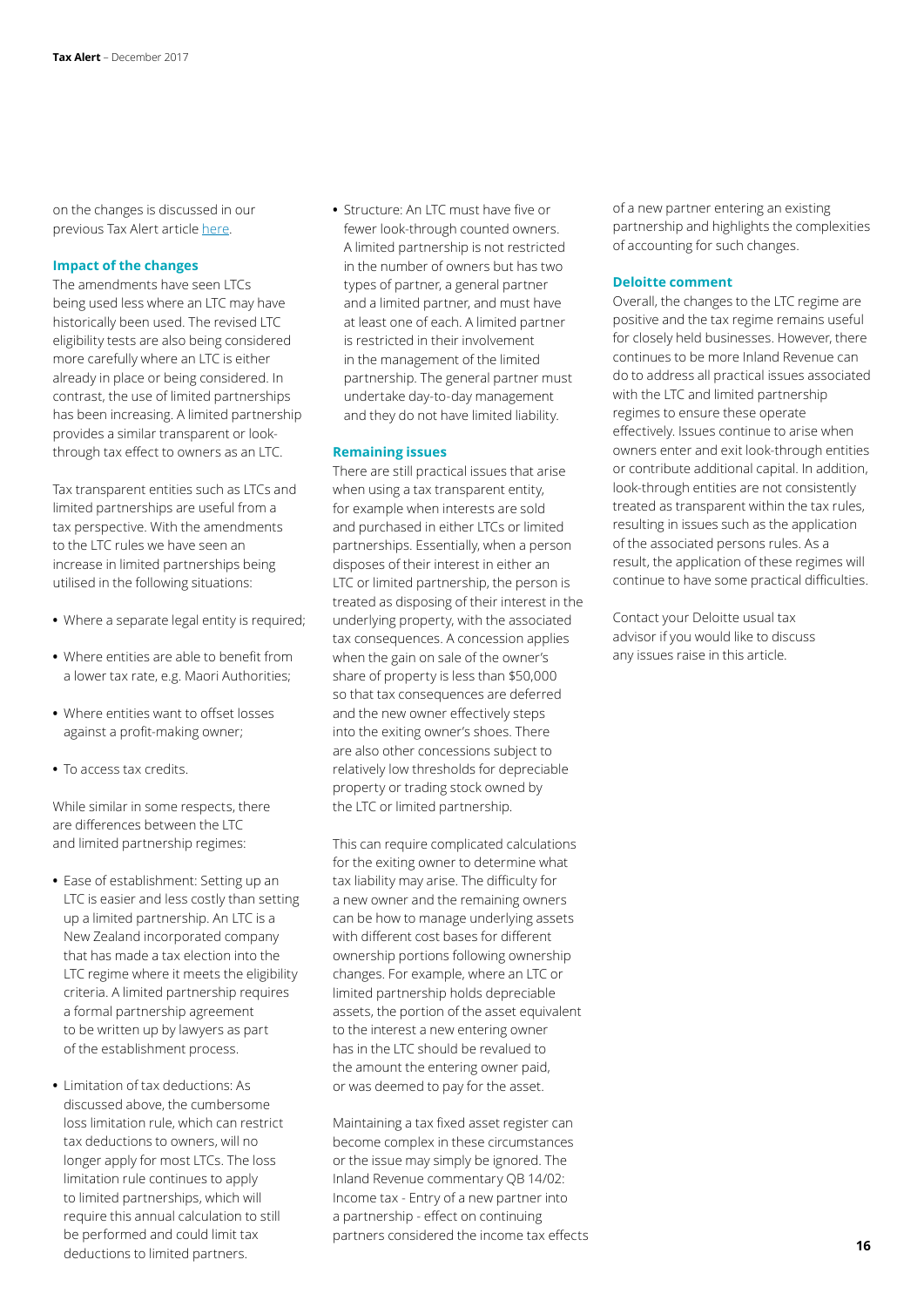on the changes is discussed in our previous Tax Alert article here.

### Impact of the changes

The amendments have seen LTCs being used less where an LTC may have historically been used. The revised LTC eligibility tests are also being considered more carefully where an LTC is either already in place or being considered. In contrast, the use of limited partnerships has been increasing. A limited partnership provides a similar transparent or look-through tax effect to owners as an LTC.

Tax transparent entities such as LTCs and limited partnerships are useful from a tax perspective. With the amendments to the LTC rules we have seen an increase in limited partnerships being utilised in the following situations:

- Where a separate legal entity is required;
- Where entities are able to benefit from a lower tax rate, e.g. Maori Authorities;
- Where entities want to offset losses against a profit-making owner;
- To access tax credits.

While similar in some respects, there are differences between the LTC and limited partnership regimes:

- Ease of establishment: Setting up an LTC is easier and less costly than setting up a limited partnership. An LTC is a New Zealand incorporated company that has made a tax election into the LTC regime where it meets the eligibility criteria. A limited partnership requires a formal partnership agreement to be written up by lawyers as part of the establishment process.
- Limitation of tax deductions: As discussed above, the cumbersome loss limitation rule, which can restrict tax deductions to owners, will no longer apply for most LTCs. The loss limitation rule continues to apply to limited partnerships, which will require this annual calculation to still be performed and could limit tax deductions to limited partners.
- Structure: An LTC must have five or fewer look-through counted owners. A limited partnership is not restricted in the number of owners but has two types of partner, a general partner and a limited partner, and must have at least one of each. A limited partner is restricted in their involvement in the management of the limited partnership. The general partner must undertake day-to-day management and they do not have limited liability.

### Remaining issues

There are still practical issues that arise when using a tax transparent entity, for example when interests are sold and purchased in either LTCs or limited partnerships. Essentially, when a person disposes of their interest in either an LTC or limited partnership, the person is treated as disposing of their interest in the underlying property, with the associated tax consequences. A concession applies when the gain on sale of the owner's share of property is less than $50,000 so that tax consequences are deferred and the new owner effectively steps into the exiting owner's shoes. There are also other concessions subject to relatively low thresholds for depreciable property or trading stock owned by the LTC or limited partnership.

This can require complicated calculations for the exiting owner to determine what tax liability may arise. The difficulty for a new owner and the remaining owners can be how to manage underlying assets with different cost bases for different ownership portions following ownership changes. For example, where an LTC or limited partnership holds depreciable assets, the portion of the asset equivalent to the interest a new entering owner has in the LTC should be revalued to the amount the entering owner paid, or was deemed to pay for the asset.

Maintaining a tax fixed asset register can become complex in these circumstances or the issue may simply be ignored. The Inland Revenue commentary QB 14/02: Income tax - Entry of a new partner into a partnership - effect on continuing partners considered the income tax effects of a new partner entering an existing partnership and highlights the complexities of accounting for such changes.

### Deloitte comment

Overall, the changes to the LTC regime are positive and the tax regime remains useful for closely held businesses. However, there continues to be more Inland Revenue can do to address all practical issues associated with the LTC and limited partnership regimes to ensure these operate effectively. Issues continue to arise when owners enter and exit look-through entities or contribute additional capital. In addition, look-through entities are not consistently treated as transparent within the tax rules, resulting in issues such as the application of the associated persons rules. As a result, the application of these regimes will continue to have some practical difficulties.

Contact your Deloitte usual tax advisor if you would like to discuss any issues raise in this article.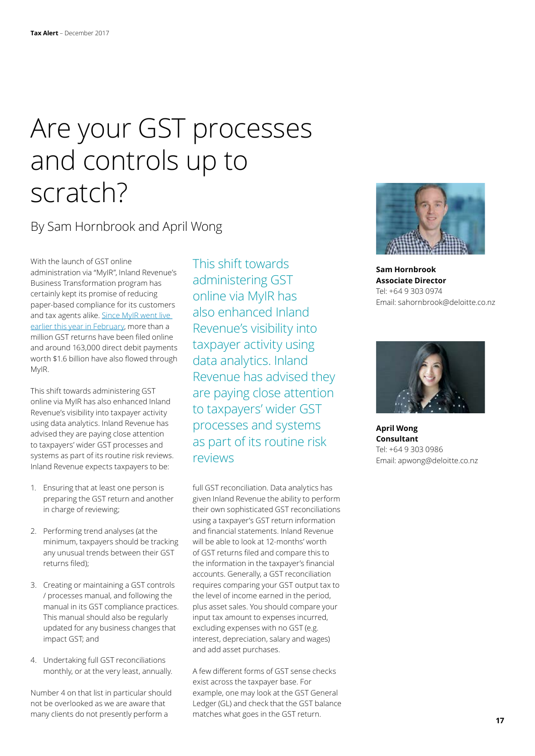# Are your GST processes and controls up to scratch?

## By Sam Hornbrook and April Wong

With the launch of GST online administration via "MyIR", Inland Revenue's Business Transformation program has certainly kept its promise of reducing paper-based compliance for its customers and tax agents alike. Since MyIR went live earlier this year in February, more than a million GST returns have been filed online and around 163,000 direct debit payments worth $1.6 billion have also flowed through MyIR.

This shift towards administering GST online via MyIR has also enhanced Inland Revenue's visibility into taxpayer activity using data analytics. Inland Revenue has advised they are paying close attention to taxpayers' wider GST processes and systems as part of its routine risk reviews. Inland Revenue expects taxpayers to be:

1. Ensuring that at least one person is preparing the GST return and another in charge of reviewing;
2. Performing trend analyses (at the minimum, taxpayers should be tracking any unusual trends between their GST returns filed);
3. Creating or maintaining a GST controls / processes manual, and following the manual in its GST compliance practices. This manual should also be regularly updated for any business changes that impact GST; and
4. Undertaking full GST reconciliations monthly, or at the very least, annually.

Number 4 on that list in particular should not be overlooked as we are aware that many clients do not presently perform a full GST reconciliation. Data analytics has given Inland Revenue the ability to perform their own sophisticated GST reconciliations using a taxpayer's GST return information and financial statements. Inland Revenue will be able to look at 12-months' worth of GST returns filed and compare this to the information in the taxpayer's financial accounts. Generally, a GST reconciliation requires comparing your GST output tax to the level of income earned in the period, plus asset sales. You should compare your input tax amount to expenses incurred, excluding expenses with no GST (e.g. interest, depreciation, salary and wages) and add asset purchases.

> This shift towards administering GST online via MyIR has also enhanced Inland Revenue's visibility into taxpayer activity using data analytics. Inland Revenue has advised they are paying close attention to taxpayers' wider GST processes and systems as part of its routine risk reviews

A few different forms of GST sense checks exist across the taxpayer base. For example, one may look at the GST General Ledger (GL) and check that the GST balance matches what goes in the GST return.

**Sam Hornbrook**
**Associate Director**
Tel: +64 9 303 0974
Email: sahornbrook@deloitte.co.nz

**April Wong**
**Consultant**
Tel: +64 9 303 0986
Email: apwong@deloitte.co.nz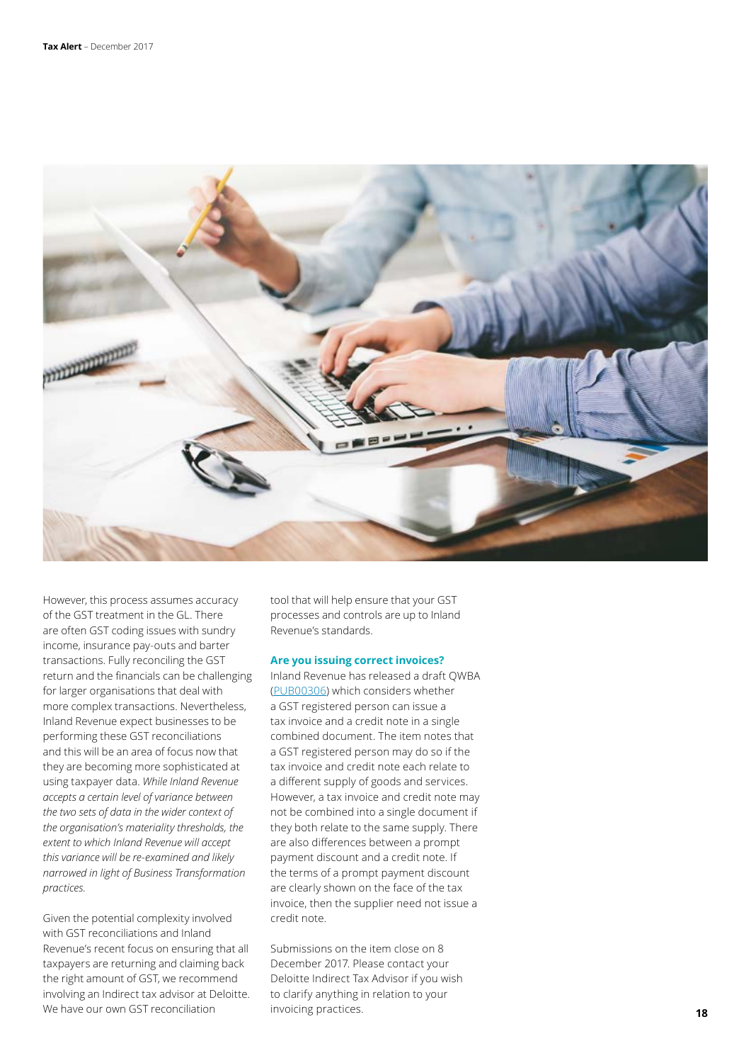However, this process assumes accuracy of the GST treatment in the GL. There are often GST coding issues with sundry income, insurance pay-outs and barter transactions. Fully reconciling the GST return and the financials can be challenging for larger organisations that deal with more complex transactions. Nevertheless, Inland Revenue expect businesses to be performing these GST reconciliations and this will be an area of focus now that they are becoming more sophisticated at using taxpayer data. *While Inland Revenue accepts a certain level of variance between the two sets of data in the wider context of the organisation's materiality thresholds, the extent to which Inland Revenue will accept this variance will be re-examined and likely narrowed in light of Business Transformation practices.*

Given the potential complexity involved with GST reconciliations and Inland Revenue's recent focus on ensuring that all taxpayers are returning and claiming back the right amount of GST, we recommend involving an Indirect tax advisor at Deloitte. We have our own GST reconciliation tool that will help ensure that your GST processes and controls are up to Inland Revenue's standards.

### Are you issuing correct invoices?

Inland Revenue has released a draft QWBA (PUB00306) which considers whether a GST registered person can issue a tax invoice and a credit note in a single combined document. The item notes that a GST registered person may do so if the tax invoice and credit note each relate to a different supply of goods and services. However, a tax invoice and credit note may not be combined into a single document if they both relate to the same supply. There are also differences between a prompt payment discount and a credit note. If the terms of a prompt payment discount are clearly shown on the face of the tax invoice, then the supplier need not issue a credit note.

Submissions on the item close on 8 December 2017. Please contact your Deloitte Indirect Tax Advisor if you wish to clarify anything in relation to your invoicing practices.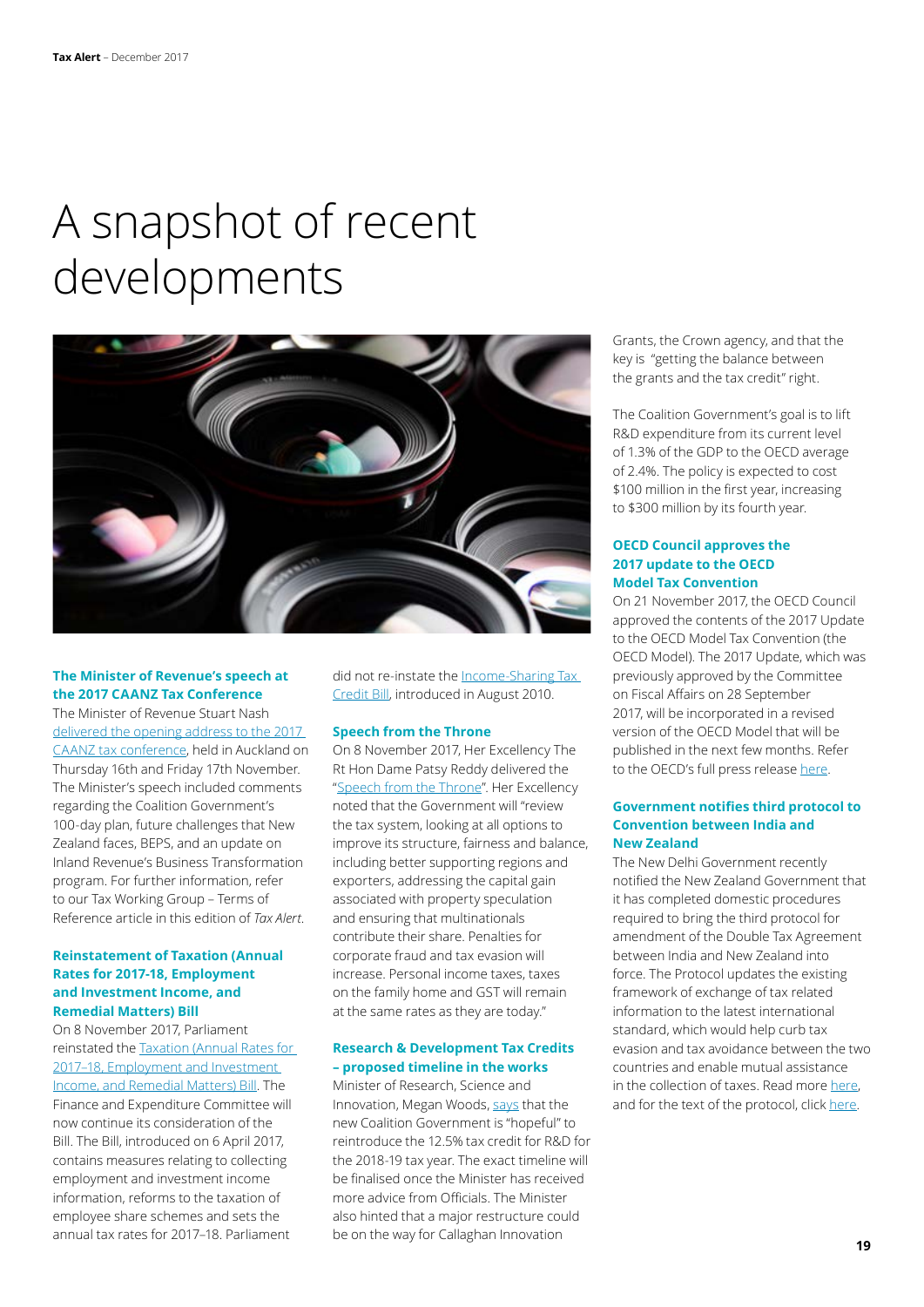# A snapshot of recent developments

### The Minister of Revenue's speech at the 2017 CAANZ Tax Conference

The Minister of Revenue Stuart Nash delivered the opening address to the 2017 CAANZ tax conference, held in Auckland on Thursday 16th and Friday 17th November. The Minister's speech included comments regarding the Coalition Government's 100-day plan, future challenges that New Zealand faces, BEPS, and an update on Inland Revenue's Business Transformation program. For further information, refer to our Tax Working Group – Terms of Reference article in this edition of *Tax Alert*.

### Reinstatement of Taxation (Annual Rates for 2017-18, Employment and Investment Income, and Remedial Matters) Bill

On 8 November 2017, Parliament reinstated the Taxation (Annual Rates for 2017–18, Employment and Investment Income, and Remedial Matters) Bill. The Finance and Expenditure Committee will now continue its consideration of the Bill. The Bill, introduced on 6 April 2017, contains measures relating to collecting employment and investment income information, reforms to the taxation of employee share schemes and sets the annual tax rates for 2017–18. Parliament did not re-instate the Income-Sharing Tax Credit Bill, introduced in August 2010.

### Speech from the Throne

On 8 November 2017, Her Excellency The Rt Hon Dame Patsy Reddy delivered the "Speech from the Throne". Her Excellency noted that the Government will "review the tax system, looking at all options to improve its structure, fairness and balance, including better supporting regions and exporters, addressing the capital gain associated with property speculation and ensuring that multinationals contribute their share. Penalties for corporate fraud and tax evasion will increase. Personal income taxes, taxes on the family home and GST will remain at the same rates as they are today."

### Research & Development Tax Credits – proposed timeline in the works

Minister of Research, Science and Innovation, Megan Woods, says that the new Coalition Government is "hopeful" to reintroduce the 12.5% tax credit for R&D for the 2018-19 tax year. The exact timeline will be finalised once the Minister has received more advice from Officials. The Minister also hinted that a major restructure could be on the way for Callaghan Innovation Grants, the Crown agency, and that the key is "getting the balance between the grants and the tax credit" right.

The Coalition Government's goal is to lift R&D expenditure from its current level of 1.3% of the GDP to the OECD average of 2.4%. The policy is expected to cost $100 million in the first year, increasing to $300 million by its fourth year.

### OECD Council approves the 2017 update to the OECD Model Tax Convention

On 21 November 2017, the OECD Council approved the contents of the 2017 Update to the OECD Model Tax Convention (the OECD Model). The 2017 Update, which was previously approved by the Committee on Fiscal Affairs on 28 September 2017, will be incorporated in a revised version of the OECD Model that will be published in the next few months. Refer to the OECD's full press release here.

### Government notifies third protocol to Convention between India and New Zealand

The New Delhi Government recently notified the New Zealand Government that it has completed domestic procedures required to bring the third protocol for amendment of the Double Tax Agreement between India and New Zealand into force. The Protocol updates the existing framework of exchange of tax related information to the latest international standard, which would help curb tax evasion and tax avoidance between the two countries and enable mutual assistance in the collection of taxes. Read more here, and for the text of the protocol, click here.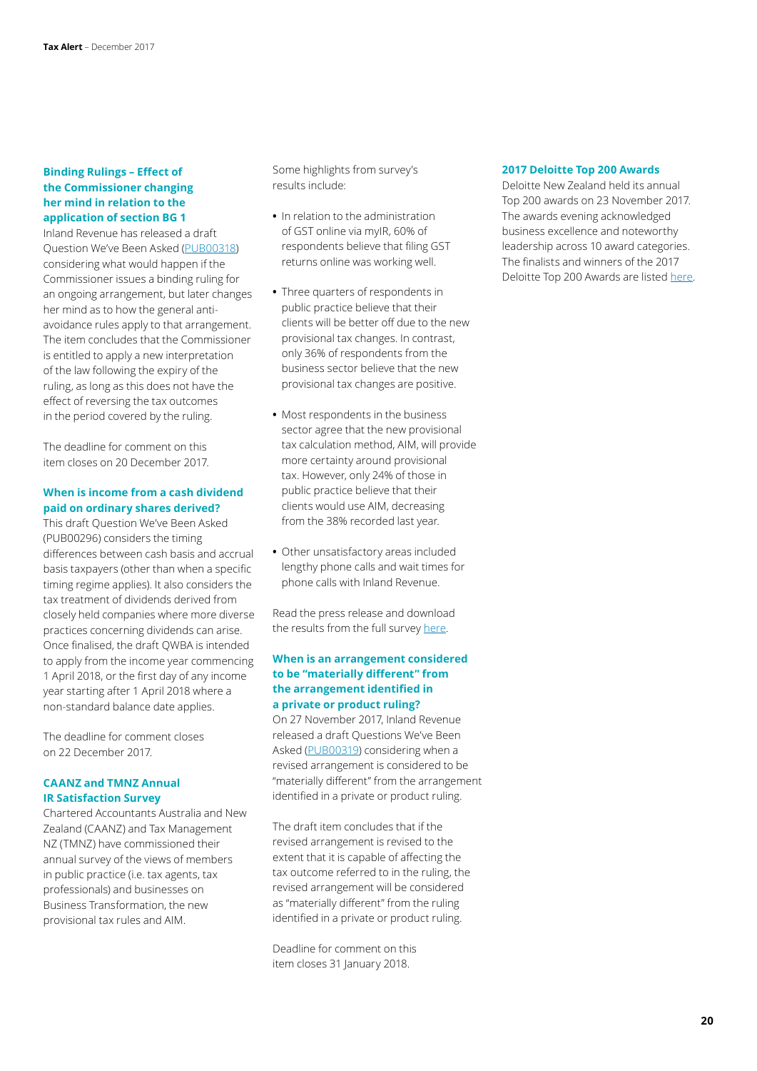### Binding Rulings – Effect of the Commissioner changing her mind in relation to the application of section BG 1

Inland Revenue has released a draft Question We've Been Asked (PUB00318) considering what would happen if the Commissioner issues a binding ruling for an ongoing arrangement, but later changes her mind as to how the general anti-avoidance rules apply to that arrangement. The item concludes that the Commissioner is entitled to apply a new interpretation of the law following the expiry of the ruling, as long as this does not have the effect of reversing the tax outcomes in the period covered by the ruling.

The deadline for comment on this item closes on 20 December 2017.

### When is income from a cash dividend paid on ordinary shares derived?

This draft Question We've Been Asked (PUB00296) considers the timing differences between cash basis and accrual basis taxpayers (other than when a specific timing regime applies). It also considers the tax treatment of dividends derived from closely held companies where more diverse practices concerning dividends can arise. Once finalised, the draft QWBA is intended to apply from the income year commencing 1 April 2018, or the first day of any income year starting after 1 April 2018 where a non-standard balance date applies.

The deadline for comment closes on 22 December 2017.

### CAANZ and TMNZ Annual IR Satisfaction Survey

Chartered Accountants Australia and New Zealand (CAANZ) and Tax Management NZ (TMNZ) have commissioned their annual survey of the views of members in public practice (i.e. tax agents, tax professionals) and businesses on Business Transformation, the new provisional tax rules and AIM.

Some highlights from survey's results include:

- In relation to the administration of GST online via myIR, 60% of respondents believe that filing GST returns online was working well.
- Three quarters of respondents in public practice believe that their clients will be better off due to the new provisional tax changes. In contrast, only 36% of respondents from the business sector believe that the new provisional tax changes are positive.
- Most respondents in the business sector agree that the new provisional tax calculation method, AIM, will provide more certainty around provisional tax. However, only 24% of those in public practice believe that their clients would use AIM, decreasing from the 38% recorded last year.
- Other unsatisfactory areas included lengthy phone calls and wait times for phone calls with Inland Revenue.

Read the press release and download the results from the full survey here.

### When is an arrangement considered to be "materially different" from the arrangement identified in a private or product ruling?

On 27 November 2017, Inland Revenue released a draft Questions We've Been Asked (PUB00319) considering when a revised arrangement is considered to be "materially different" from the arrangement identified in a private or product ruling.

The draft item concludes that if the revised arrangement is revised to the extent that it is capable of affecting the tax outcome referred to in the ruling, the revised arrangement will be considered as "materially different" from the ruling identified in a private or product ruling.

Deadline for comment on this item closes 31 January 2018.

### 2017 Deloitte Top 200 Awards

Deloitte New Zealand held its annual Top 200 awards on 23 November 2017. The awards evening acknowledged business excellence and noteworthy leadership across 10 award categories. The finalists and winners of the 2017 Deloitte Top 200 Awards are listed here.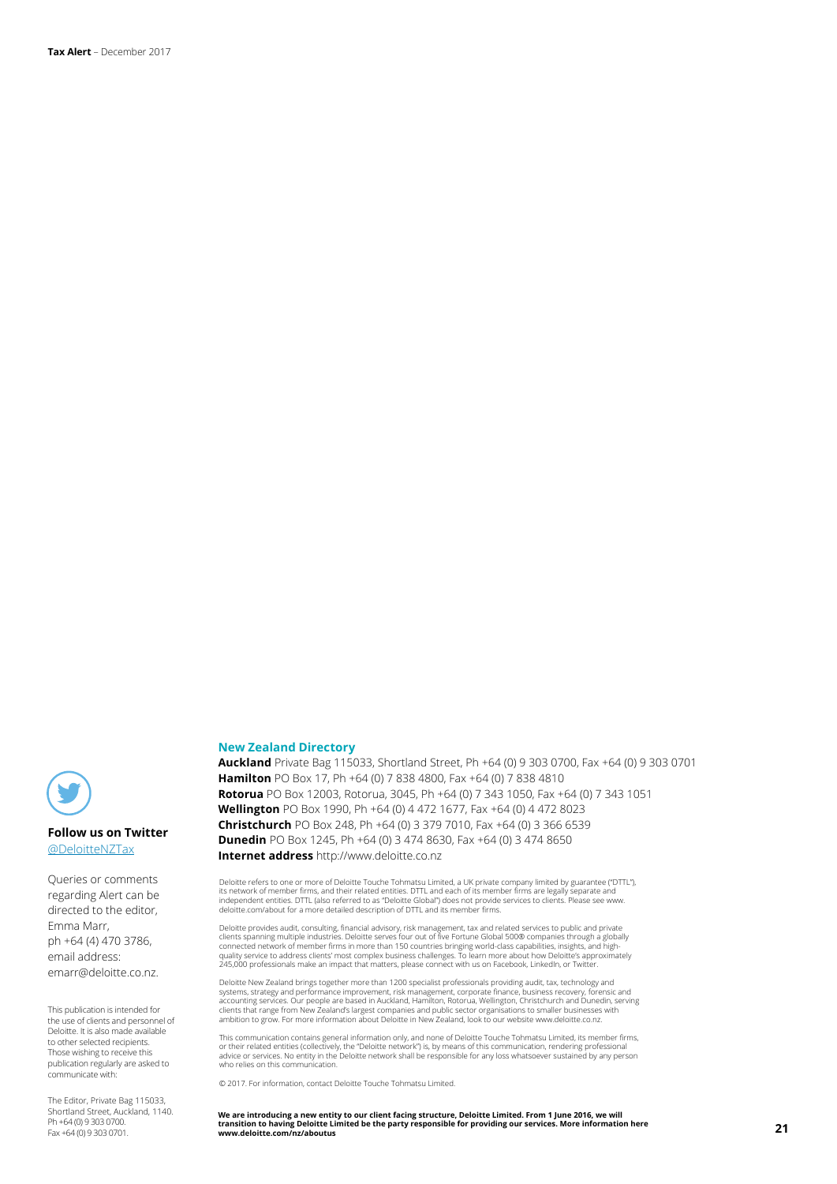**Follow us on Twitter**
@DeloitteNZTax

Queries or comments regarding Alert can be directed to the editor, Emma Marr, ph +64 (4) 470 3786, email address: emarr@deloitte.co.nz.

This publication is intended for the use of clients and personnel of Deloitte. It is also made available to other selected recipients. Those wishing to receive this publication regularly are asked to communicate with:

The Editor, Private Bag 115033, Shortland Street, Auckland, 1140. Ph +64 (0) 9 303 0700. Fax +64 (0) 9 303 0701.

## New Zealand Directory

**Auckland** Private Bag 115033, Shortland Street, Ph +64 (0) 9 303 0700, Fax +64 (0) 9 303 0701
**Hamilton** PO Box 17, Ph +64 (0) 7 838 4800, Fax +64 (0) 7 838 4810
**Rotorua** PO Box 12003, Rotorua, 3045, Ph +64 (0) 7 343 1050, Fax +64 (0) 7 343 1051
**Wellington** PO Box 1990, Ph +64 (0) 4 472 1677, Fax +64 (0) 4 472 8023
**Christchurch** PO Box 248, Ph +64 (0) 3 379 7010, Fax +64 (0) 3 366 6539
**Dunedin** PO Box 1245, Ph +64 (0) 3 474 8630, Fax +64 (0) 3 474 8650
**Internet address** http://www.deloitte.co.nz

Deloitte refers to one or more of Deloitte Touche Tohmatsu Limited, a UK private company limited by guarantee ("DTTL"), its network of member firms, and their related entities. DTTL and each of its member firms are legally separate and independent entities. DTTL (also referred to as "Deloitte Global") does not provide services to clients. Please see www.deloitte.com/about for a more detailed description of DTTL and its member firms.

Deloitte provides audit, consulting, financial advisory, risk management, tax and related services to public and private clients spanning multiple industries. Deloitte serves four out of five Fortune Global 500® companies through a globally connected network of member firms in more than 150 countries bringing world-class capabilities, insights, and high-quality service to address clients' most complex business challenges. To learn more about how Deloitte's approximately 245,000 professionals make an impact that matters, please connect with us on Facebook, LinkedIn, or Twitter.

Deloitte New Zealand brings together more than 1200 specialist professionals providing audit, tax, technology and systems, strategy and performance improvement, risk management, corporate finance, business recovery, forensic and accounting services. Our people are based in Auckland, Hamilton, Rotorua, Wellington, Christchurch and Dunedin, serving clients that range from New Zealand's largest companies and public sector organisations to smaller businesses with ambition to grow. For more information about Deloitte in New Zealand, look to our website www.deloitte.co.nz.

This communication contains general information only, and none of Deloitte Touche Tohmatsu Limited, its member firms, or their related entities (collectively, the "Deloitte network") is, by means of this communication, rendering professional advice or services. No entity in the Deloitte network shall be responsible for any loss whatsoever sustained by any person who relies on this communication.

© 2017. For information, contact Deloitte Touche Tohmatsu Limited.

**We are introducing a new entity to our client facing structure, Deloitte Limited. From 1 June 2016, we will transition to having Deloitte Limited be the party responsible for providing our services. More information here www.deloitte.com/nz/aboutus**